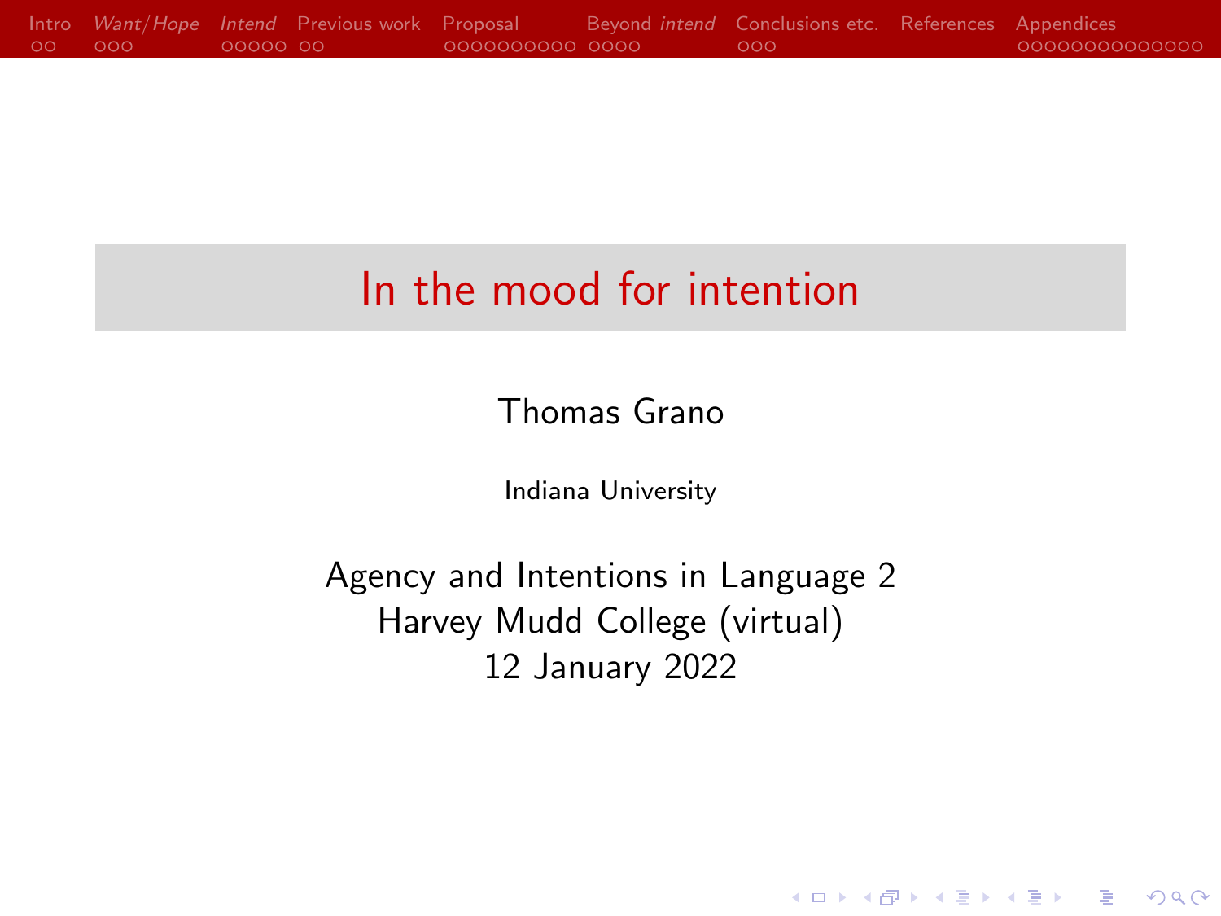# In the mood for intention

Thomas Grano

Indiana University

Agency and Intentions in Language 2
Harvey Mudd College (virtual)
12 January 2022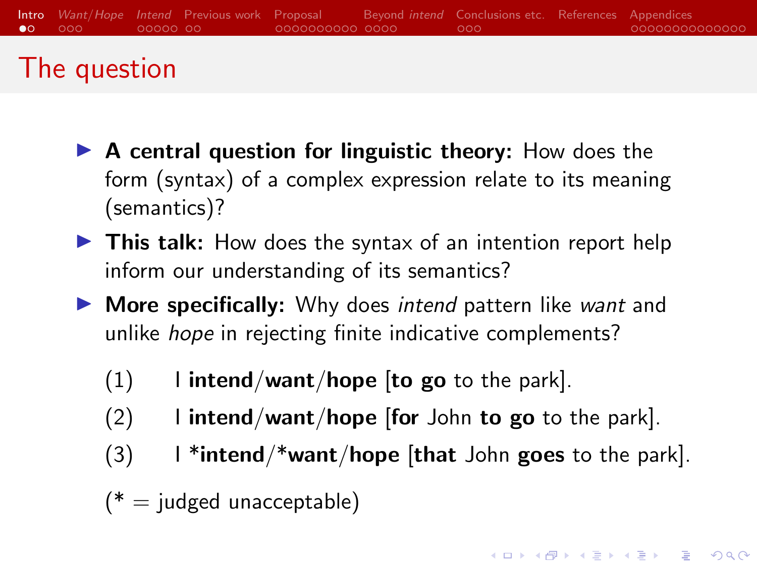# The question

- **A central question for linguistic theory:** How does the form (syntax) of a complex expression relate to its meaning (semantics)?
- **This talk:** How does the syntax of an intention report help inform our understanding of its semantics?
- **More specifically:** Why does *intend* pattern like *want* and unlike *hope* in rejecting finite indicative complements?

(1) I **intend**/**want**/**hope** [**to go** to the park].

(2) I **intend**/**want**/**hope** [**for** John **to go** to the park].

(3) I ***intend**/***want**/**hope** [**that** John **goes** to the park].

(* = judged unacceptable)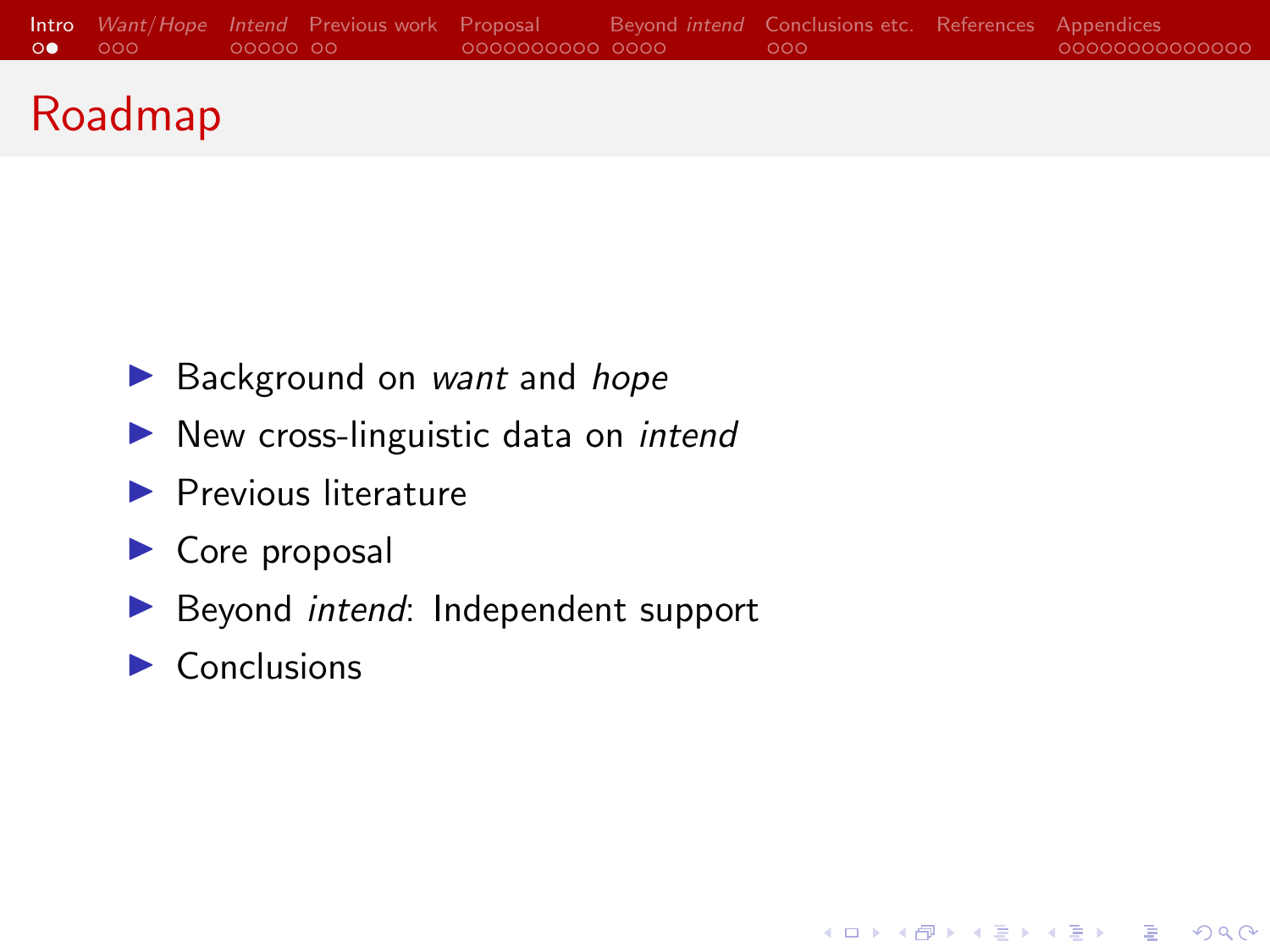# Roadmap

- Background on *want* and *hope*
- New cross-linguistic data on *intend*
- Previous literature
- Core proposal
- Beyond *intend*: Independent support
- Conclusions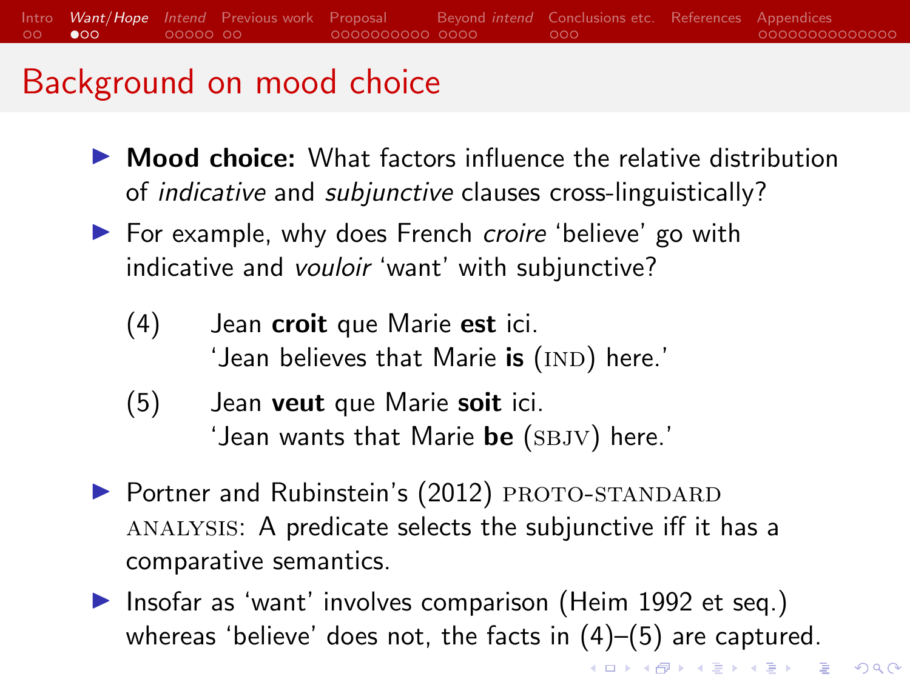# Background on mood choice

- **Mood choice:** What factors influence the relative distribution of *indicative* and *subjunctive* clauses cross-linguistically?
- For example, why does French *croire* 'believe' go with indicative and *vouloir* 'want' with subjunctive?

(4) Jean **croit** que Marie **est** ici.
'Jean believes that Marie **is** (IND) here.'

(5) Jean **veut** que Marie **soit** ici.
'Jean wants that Marie **be** (SBJV) here.'

- Portner and Rubinstein's (2012) PROTO-STANDARD ANALYSIS: A predicate selects the subjunctive iff it has a comparative semantics.
- Insofar as 'want' involves comparison (Heim 1992 et seq.) whereas 'believe' does not, the facts in (4)–(5) are captured.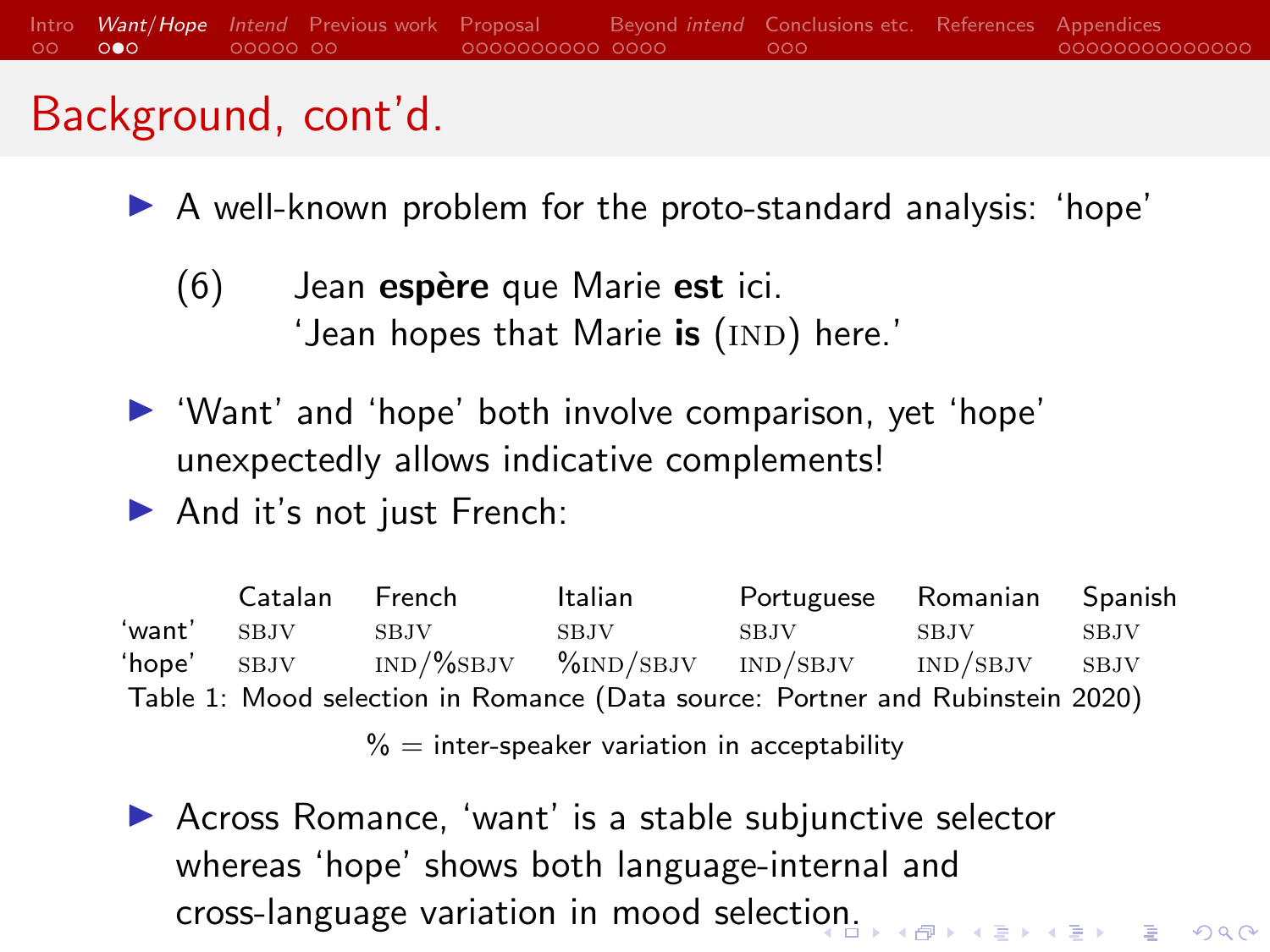# Background, cont'd.

- A well-known problem for the proto-standard analysis: 'hope'

(6) Jean **espère** que Marie **est** ici.
'Jean hopes that Marie **is** (IND) here.'

- 'Want' and 'hope' both involve comparison, yet 'hope' unexpectedly allows indicative complements!
- And it's not just French:

| | Catalan | French | Italian | Portuguese | Romanian | Spanish |
|---|---|---|---|---|---|---|
| 'want' | SBJV | SBJV | SBJV | SBJV | SBJV | SBJV |
| 'hope' | SBJV | IND/%SBJV | %IND/SBJV | IND/SBJV | IND/SBJV | SBJV |

Table 1: Mood selection in Romance (Data source: Portner and Rubinstein 2020)

% = inter-speaker variation in acceptability

- Across Romance, 'want' is a stable subjunctive selector whereas 'hope' shows both language-internal and cross-language variation in mood selection.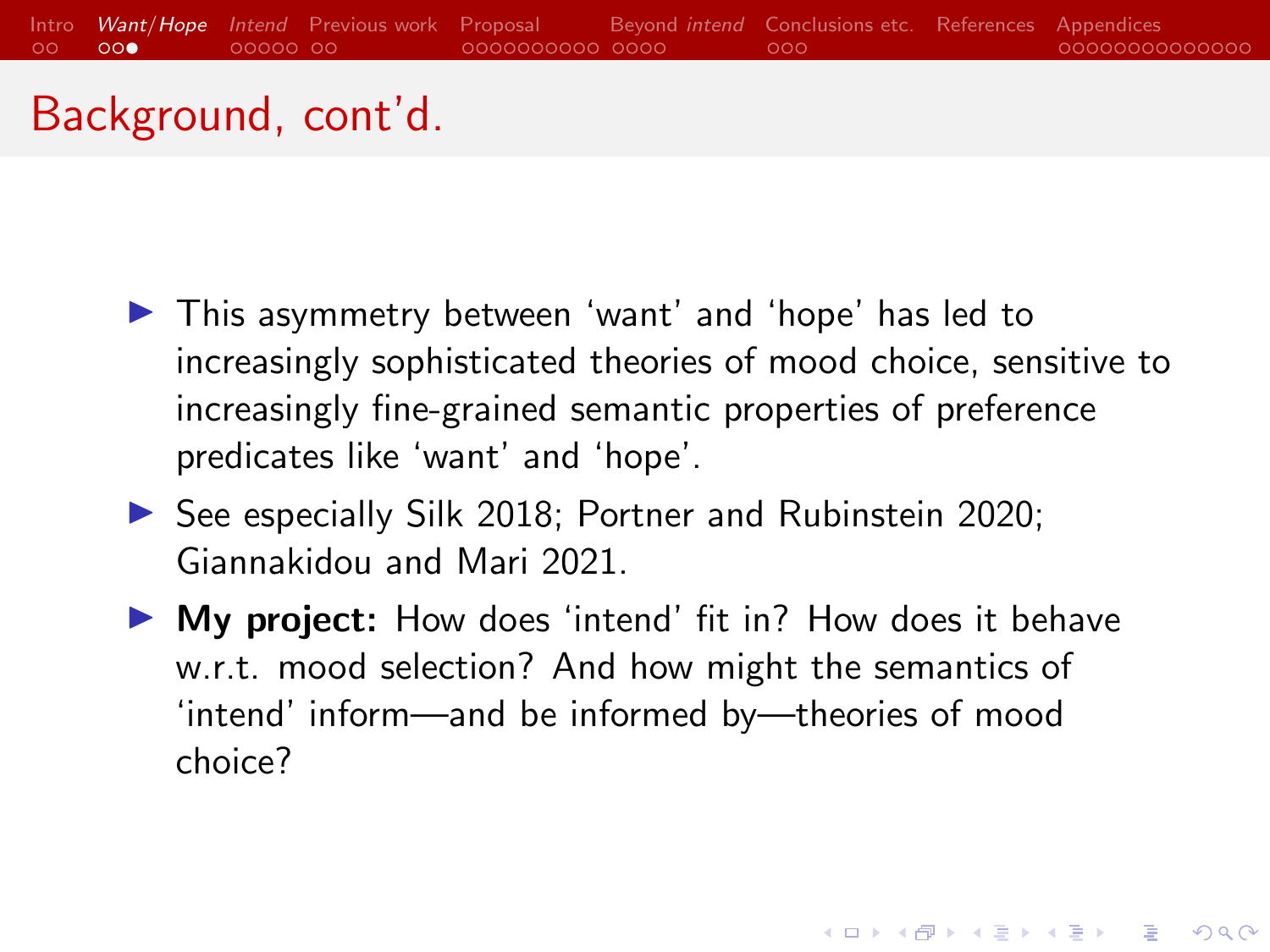# Background, cont'd.

- This asymmetry between 'want' and 'hope' has led to increasingly sophisticated theories of mood choice, sensitive to increasingly fine-grained semantic properties of preference predicates like 'want' and 'hope'.
- See especially Silk 2018; Portner and Rubinstein 2020; Giannakidou and Mari 2021.
- **My project:** How does 'intend' fit in? How does it behave w.r.t. mood selection? And how might the semantics of 'intend' inform—and be informed by—theories of mood choice?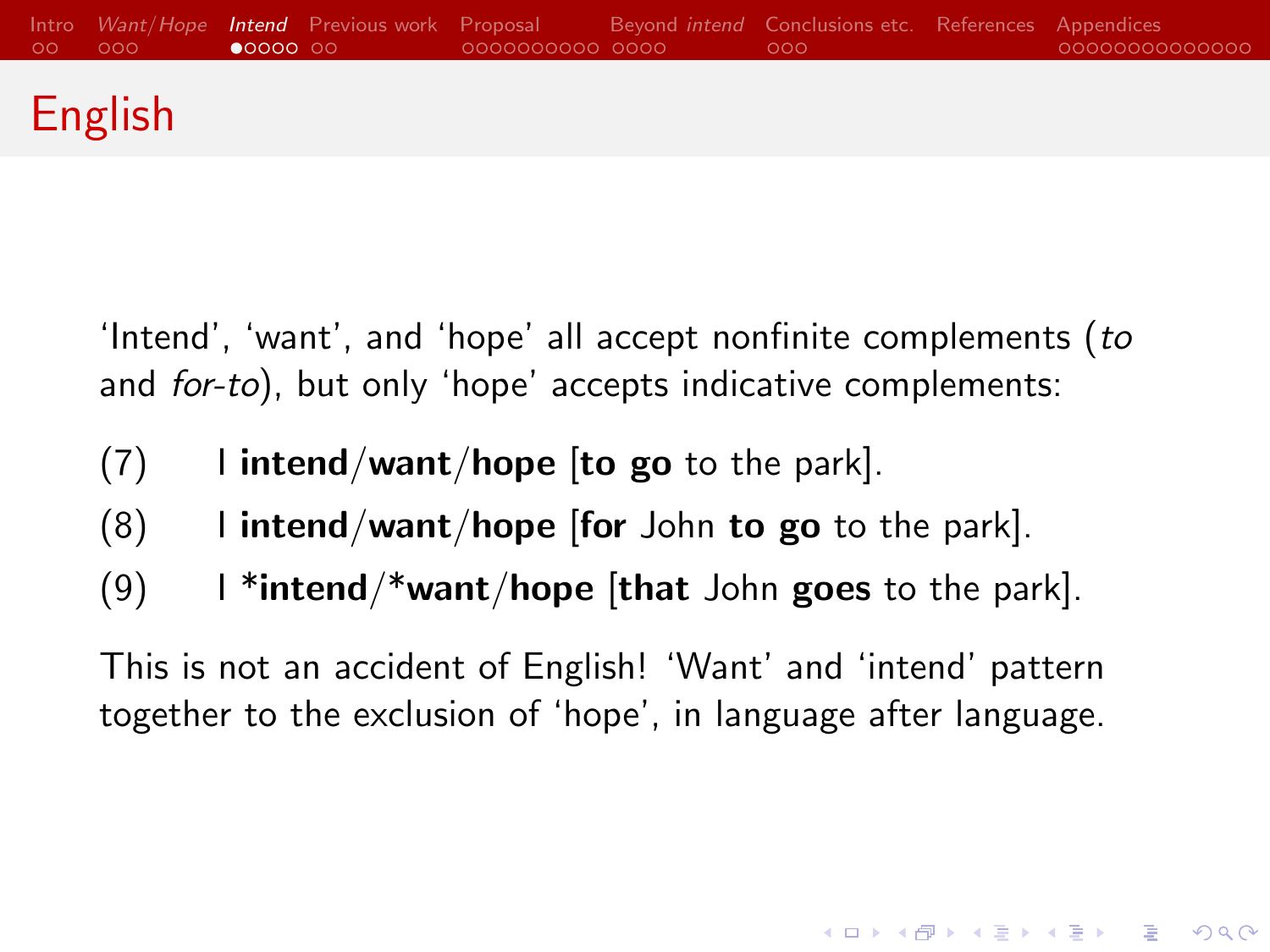# English

'Intend', 'want', and 'hope' all accept nonfinite complements (*to* and *for-to*), but only 'hope' accepts indicative complements:

(7) I **intend**/**want**/**hope** [**to go** to the park].

(8) I **intend**/**want**/**hope** [**for** John **to go** to the park].

(9) I ***intend**/***want**/**hope** [**that** John **goes** to the park].

This is not an accident of English! 'Want' and 'intend' pattern together to the exclusion of 'hope', in language after language.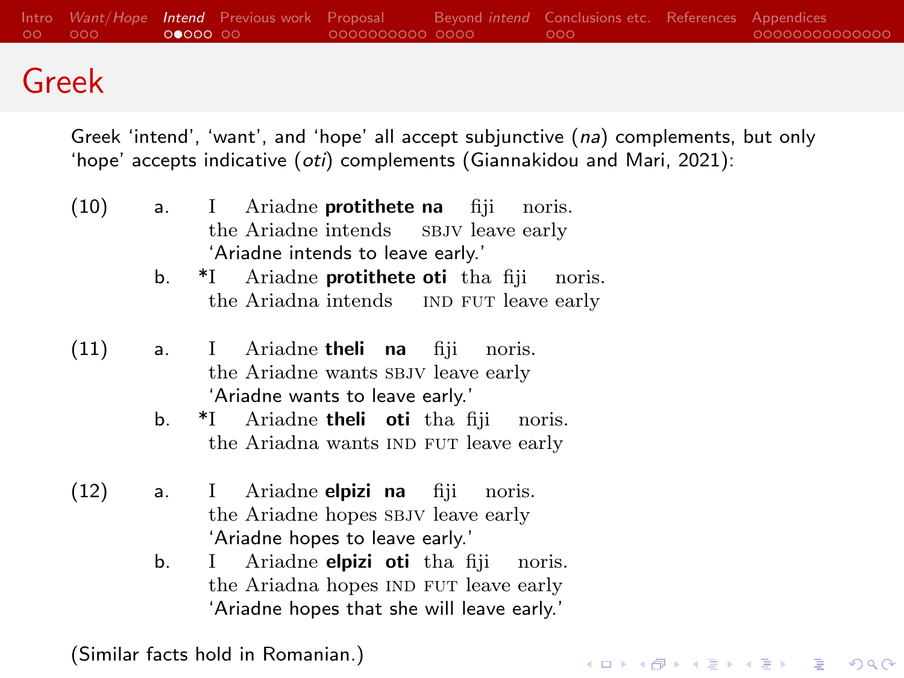# Greek

Greek 'intend', 'want', and 'hope' all accept subjunctive (*na*) complements, but only 'hope' accepts indicative (*oti*) complements (Giannakidou and Mari, 2021):

(10) a. I Ariadne **protithete na** fiji noris.
the Ariadne intends SBJV leave early
'Ariadne intends to leave early.'

b. *I Ariadne **protithete oti** tha fiji noris.
the Ariadna intends IND FUT leave early

(11) a. I Ariadne **theli na** fiji noris.
the Ariadne wants SBJV leave early
'Ariadne wants to leave early.'

b. *I Ariadne **theli oti** tha fiji noris.
the Ariadna wants IND FUT leave early

(12) a. I Ariadne **elpizi na** fiji noris.
the Ariadne hopes SBJV leave early
'Ariadne hopes to leave early.'

b. I Ariadne **elpizi oti** tha fiji noris.
the Ariadna hopes IND FUT leave early
'Ariadne hopes that she will leave early.'

(Similar facts hold in Romanian.)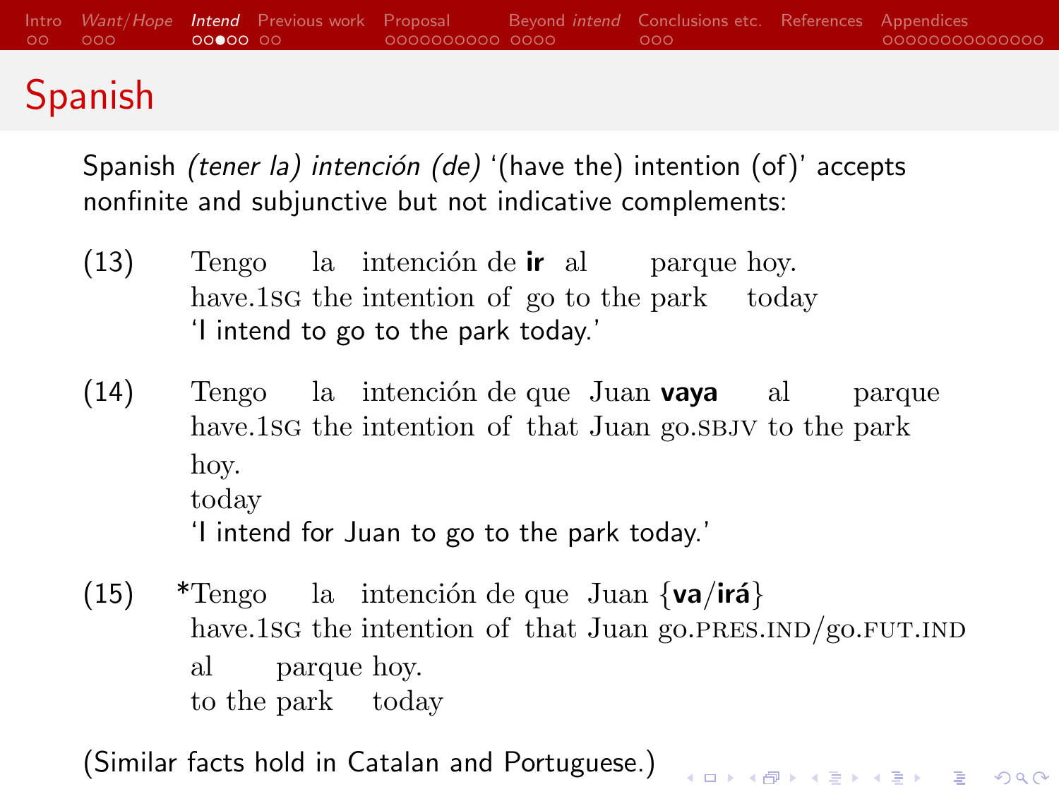# Spanish

Spanish *(tener la) intención (de)* '(have the) intention (of)' accepts nonfinite and subjunctive but not indicative complements:

(13) Tengo la intención de **ir** al parque hoy.
have.1SG the intention of go to the park today
'I intend to go to the park today.'

(14) Tengo la intención de que Juan **vaya** al parque hoy.
have.1SG the intention of that Juan go.SBJV to the park today
'I intend for Juan to go to the park today.'

(15) *Tengo la intención de que Juan {**va**/**irá**} al parque hoy.
have.1SG the intention of that Juan go.PRES.IND/go.FUT.IND to the park today

(Similar facts hold in Catalan and Portuguese.)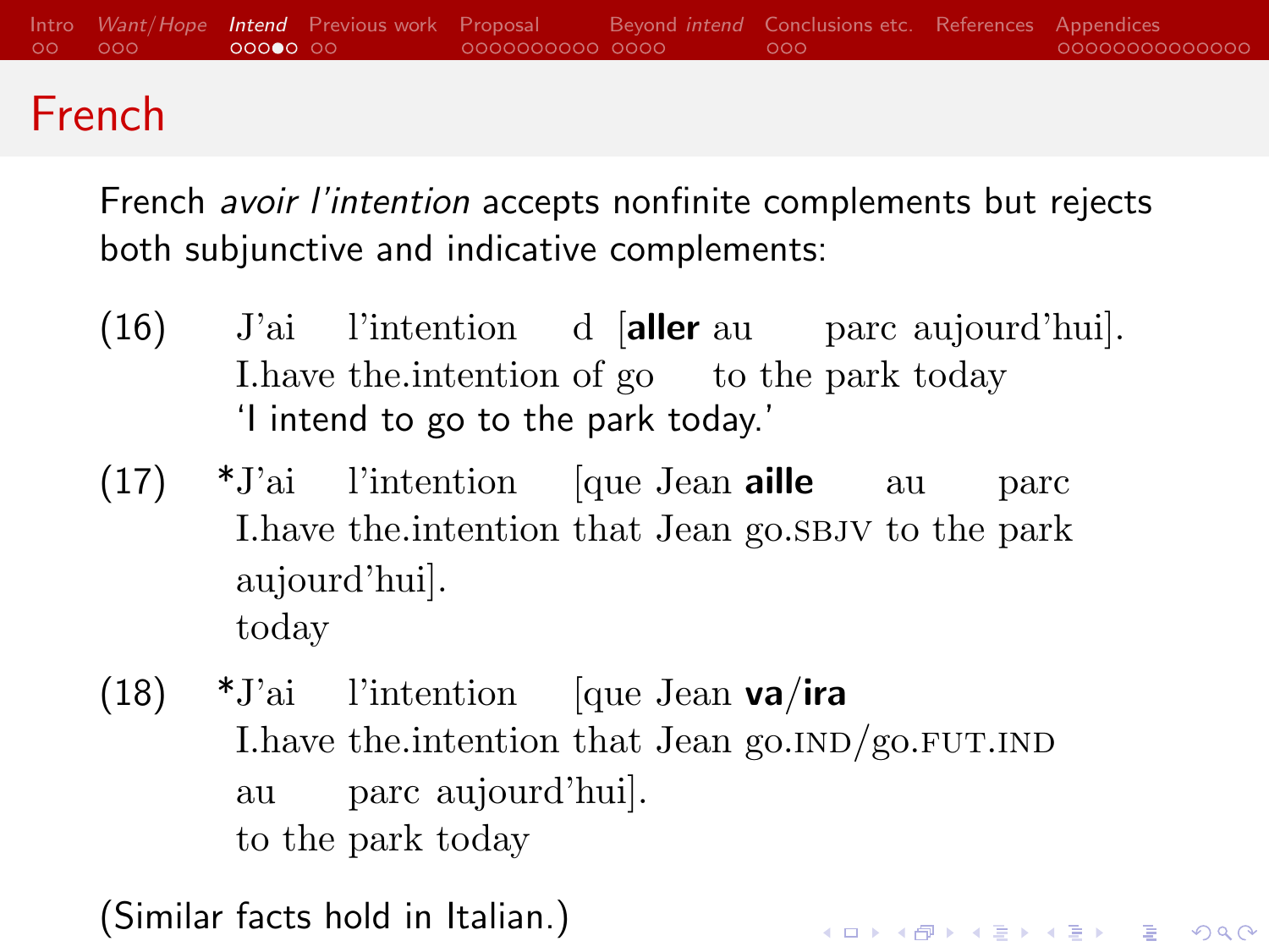## French

French *avoir l'intention* accepts nonfinite complements but rejects both subjunctive and indicative complements:

(16) J'ai l'intention d [**aller** au parc aujourd'hui].
I.have the.intention of go to the park today
'I intend to go to the park today.'

(17) *J'ai l'intention [que Jean **aille** au parc aujourd'hui].
I.have the.intention that Jean go.SBJV to the park today

(18) *J'ai l'intention [que Jean **va**/**ira** au parc aujourd'hui].
I.have the.intention that Jean go.IND/go.FUT.IND to the park today

(Similar facts hold in Italian.)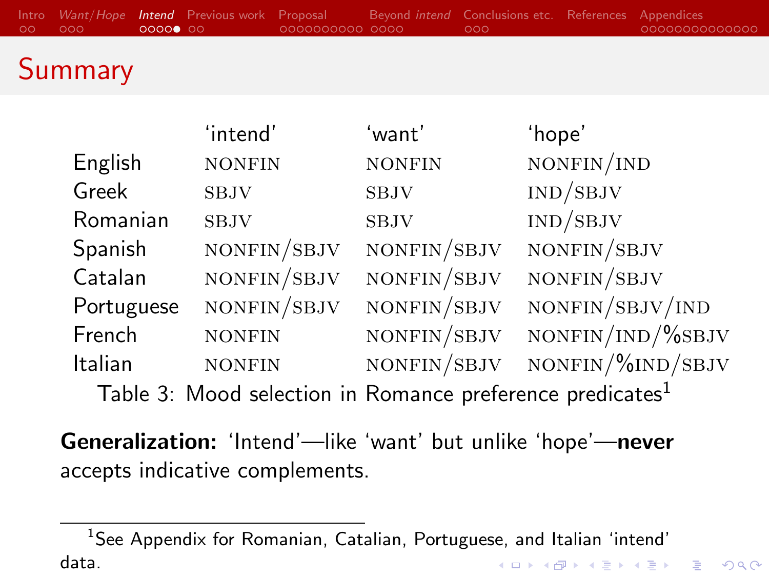## Summary

| | 'intend' | 'want' | 'hope' |
|---|---|---|---|
| English | NONFIN | NONFIN | NONFIN/IND |
| Greek | SBJV | SBJV | IND/SBJV |
| Romanian | SBJV | SBJV | IND/SBJV |
| Spanish | NONFIN/SBJV | NONFIN/SBJV | NONFIN/SBJV |
| Catalan | NONFIN/SBJV | NONFIN/SBJV | NONFIN/SBJV |
| Portuguese | NONFIN/SBJV | NONFIN/SBJV | NONFIN/SBJV/IND |
| French | NONFIN | NONFIN/SBJV | NONFIN/IND/%SBJV |
| Italian | NONFIN | NONFIN/SBJV | NONFIN/%IND/SBJV |

Table 3: Mood selection in Romance preference predicates[1]

**Generalization:** 'Intend'—like 'want' but unlike 'hope'—**never** accepts indicative complements.

[1] See Appendix for Romanian, Catalan, Portuguese, and Italian 'intend' data.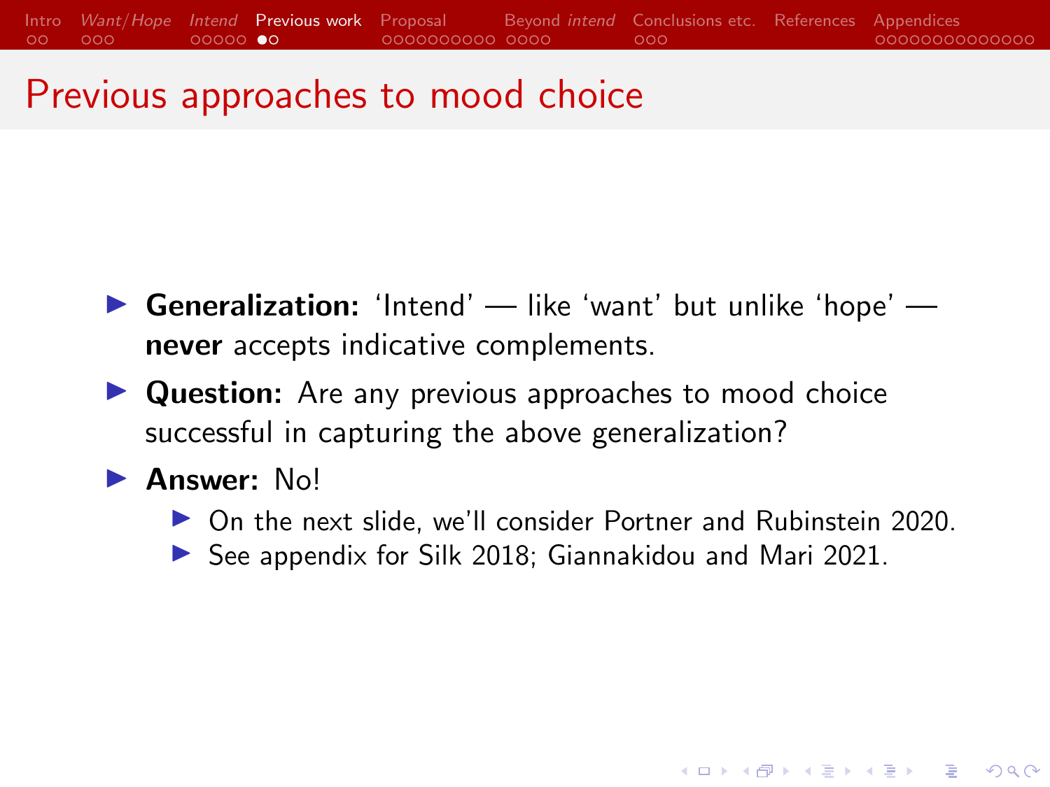# Previous approaches to mood choice

- **Generalization:** 'Intend' — like 'want' but unlike 'hope' — **never** accepts indicative complements.
- **Question:** Are any previous approaches to mood choice successful in capturing the above generalization?
- **Answer:** No!
  - On the next slide, we'll consider Portner and Rubinstein 2020.
  - See appendix for Silk 2018; Giannakidou and Mari 2021.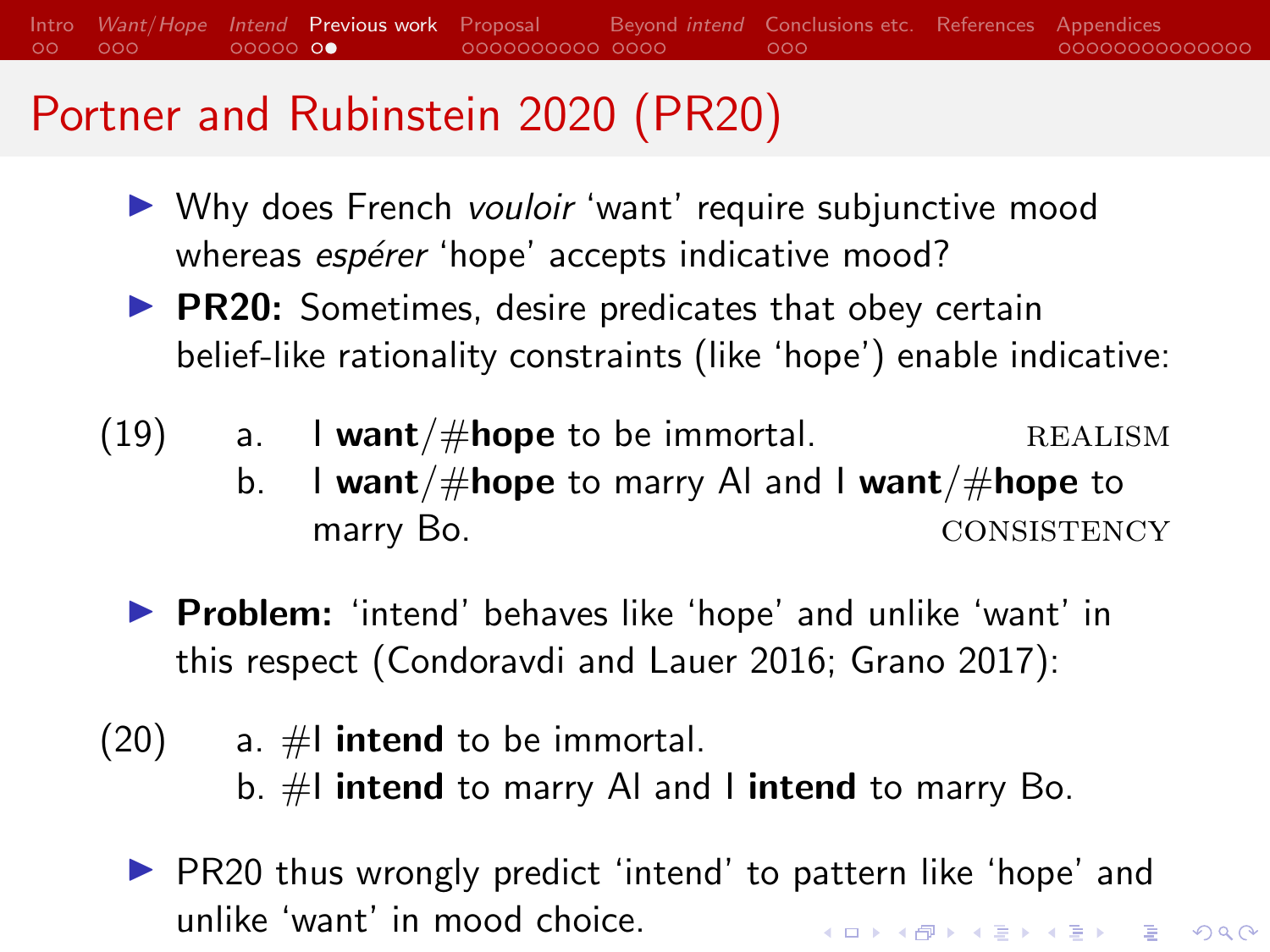# Portner and Rubinstein 2020 (PR20)

- Why does French *vouloir* 'want' require subjunctive mood whereas *espérer* 'hope' accepts indicative mood?
- **PR20:** Sometimes, desire predicates that obey certain belief-like rationality constraints (like 'hope') enable indicative:

(19)
  a. I **want**/#**hope** to be immortal. REALISM
  b. I **want**/#**hope** to marry Al and I **want**/#**hope** to marry Bo. CONSISTENCY

- **Problem:** 'intend' behaves like 'hope' and unlike 'want' in this respect (Condoravdi and Lauer 2016; Grano 2017):

(20)
  a. #I **intend** to be immortal.
  b. #I **intend** to marry Al and I **intend** to marry Bo.

- PR20 thus wrongly predict 'intend' to pattern like 'hope' and unlike 'want' in mood choice.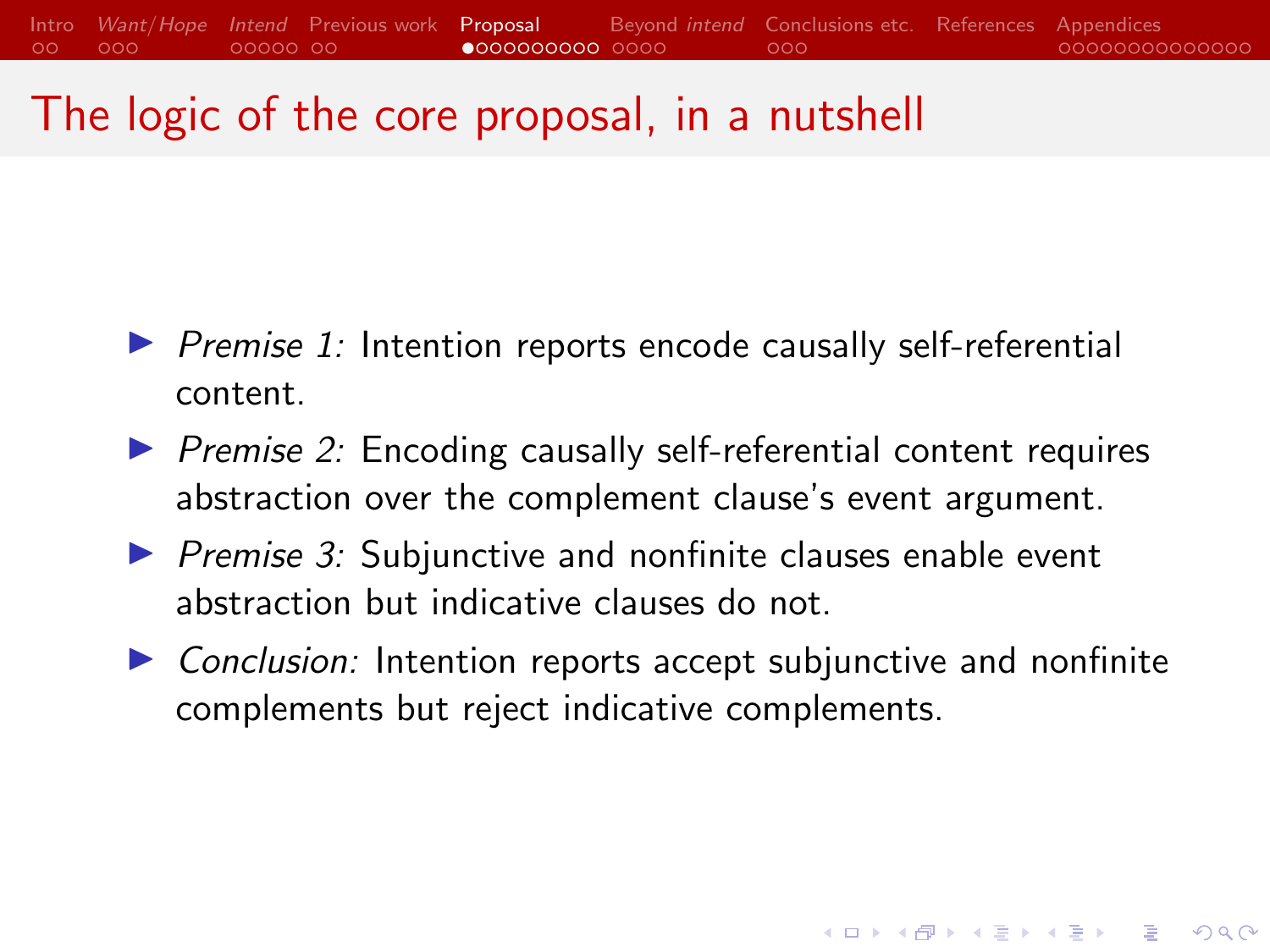# The logic of the core proposal, in a nutshell

- *Premise 1:* Intention reports encode causally self-referential content.
- *Premise 2:* Encoding causally self-referential content requires abstraction over the complement clause's event argument.
- *Premise 3:* Subjunctive and nonfinite clauses enable event abstraction but indicative clauses do not.
- *Conclusion:* Intention reports accept subjunctive and nonfinite complements but reject indicative complements.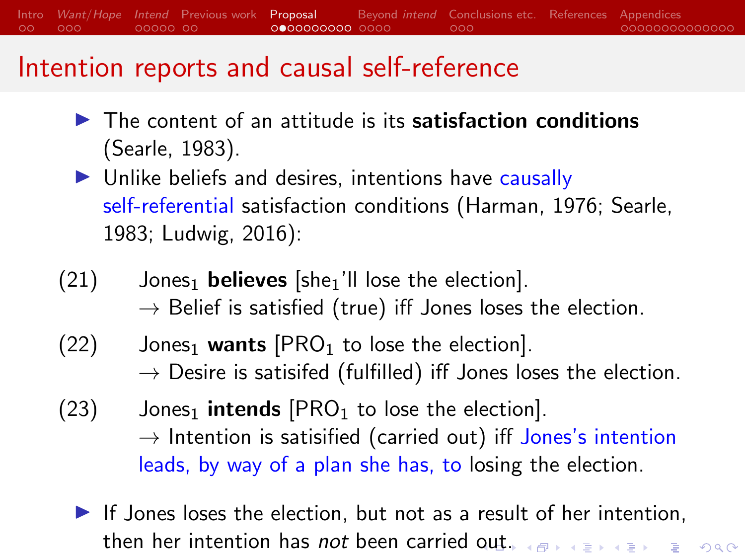# Intention reports and causal self-reference

- The content of an attitude is its **satisfaction conditions** (Searle, 1983).
- Unlike beliefs and desires, intentions have causally self-referential satisfaction conditions (Harman, 1976; Searle, 1983; Ludwig, 2016):

(21) Jones$_1$ **believes** [she$_1$'ll lose the election].
→ Belief is satisfied (true) iff Jones loses the election.

(22) Jones$_1$ **wants** [PRO$_1$ to lose the election].
→ Desire is satisifed (fulfilled) iff Jones loses the election.

(23) Jones$_1$ **intends** [PRO$_1$ to lose the election].
→ Intention is satisified (carried out) iff Jones's intention leads, by way of a plan she has, to losing the election.

- If Jones loses the election, but not as a result of her intention, then her intention has *not* been carried out.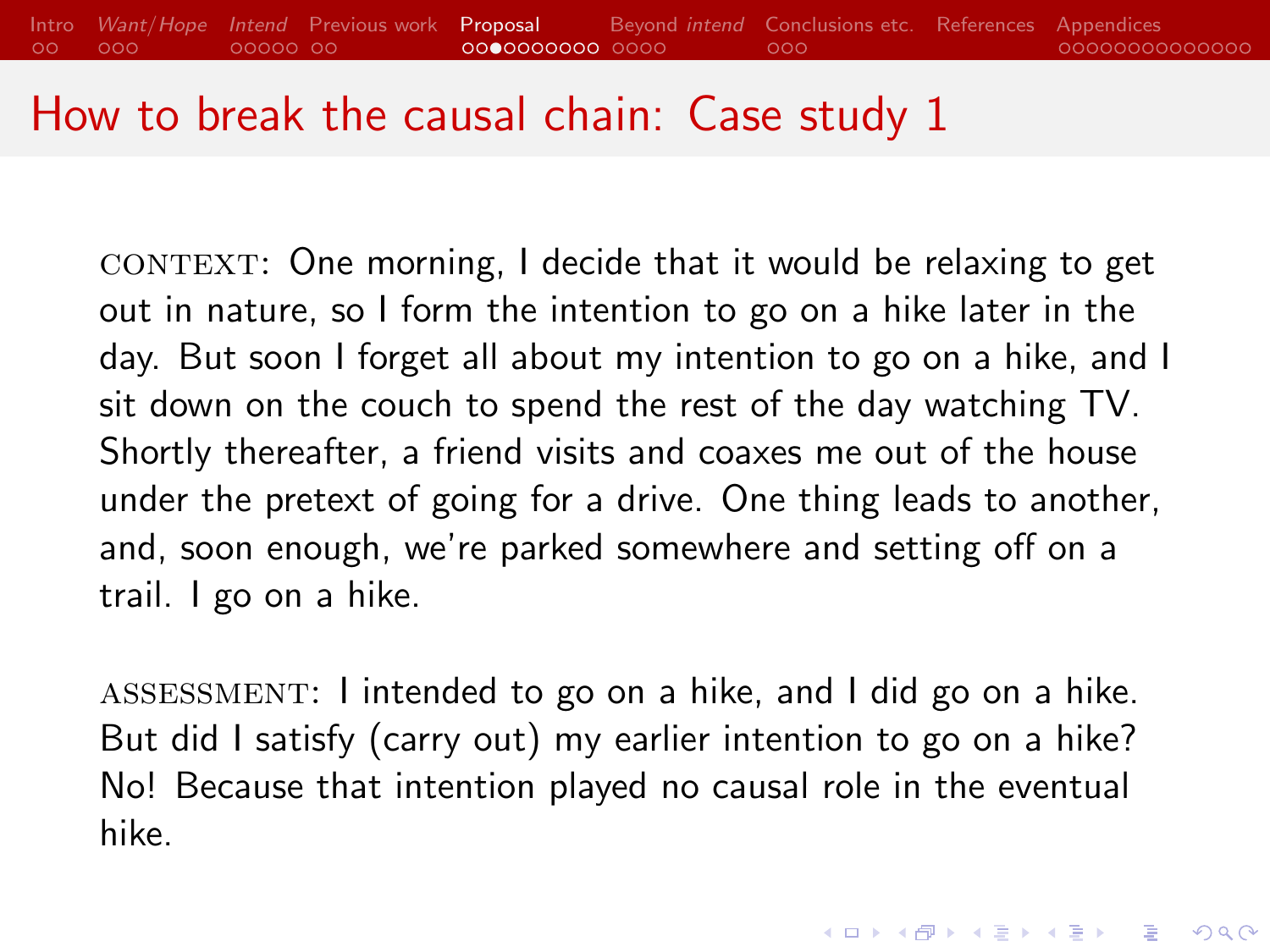# How to break the causal chain: Case study 1

CONTEXT: One morning, I decide that it would be relaxing to get out in nature, so I form the intention to go on a hike later in the day. But soon I forget all about my intention to go on a hike, and I sit down on the couch to spend the rest of the day watching TV. Shortly thereafter, a friend visits and coaxes me out of the house under the pretext of going for a drive. One thing leads to another, and, soon enough, we're parked somewhere and setting off on a trail. I go on a hike.

ASSESSMENT: I intended to go on a hike, and I did go on a hike. But did I satisfy (carry out) my earlier intention to go on a hike? No! Because that intention played no causal role in the eventual hike.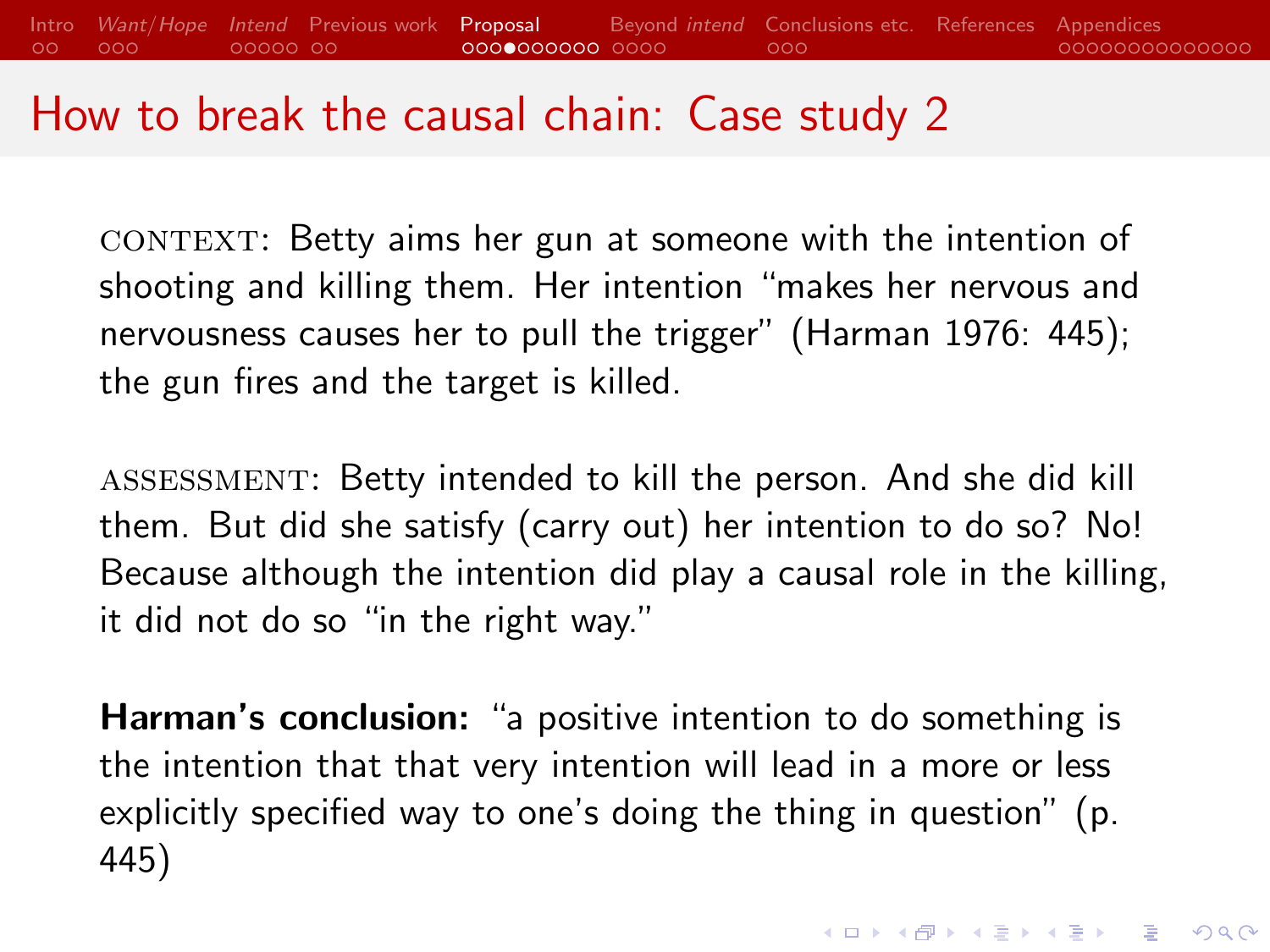# How to break the causal chain: Case study 2

CONTEXT: Betty aims her gun at someone with the intention of shooting and killing them. Her intention "makes her nervous and nervousness causes her to pull the trigger" (Harman 1976: 445); the gun fires and the target is killed.

ASSESSMENT: Betty intended to kill the person. And she did kill them. But did she satisfy (carry out) her intention to do so? No! Because although the intention did play a causal role in the killing, it did not do so "in the right way."

**Harman's conclusion:** "a positive intention to do something is the intention that that very intention will lead in a more or less explicitly specified way to one's doing the thing in question" (p. 445)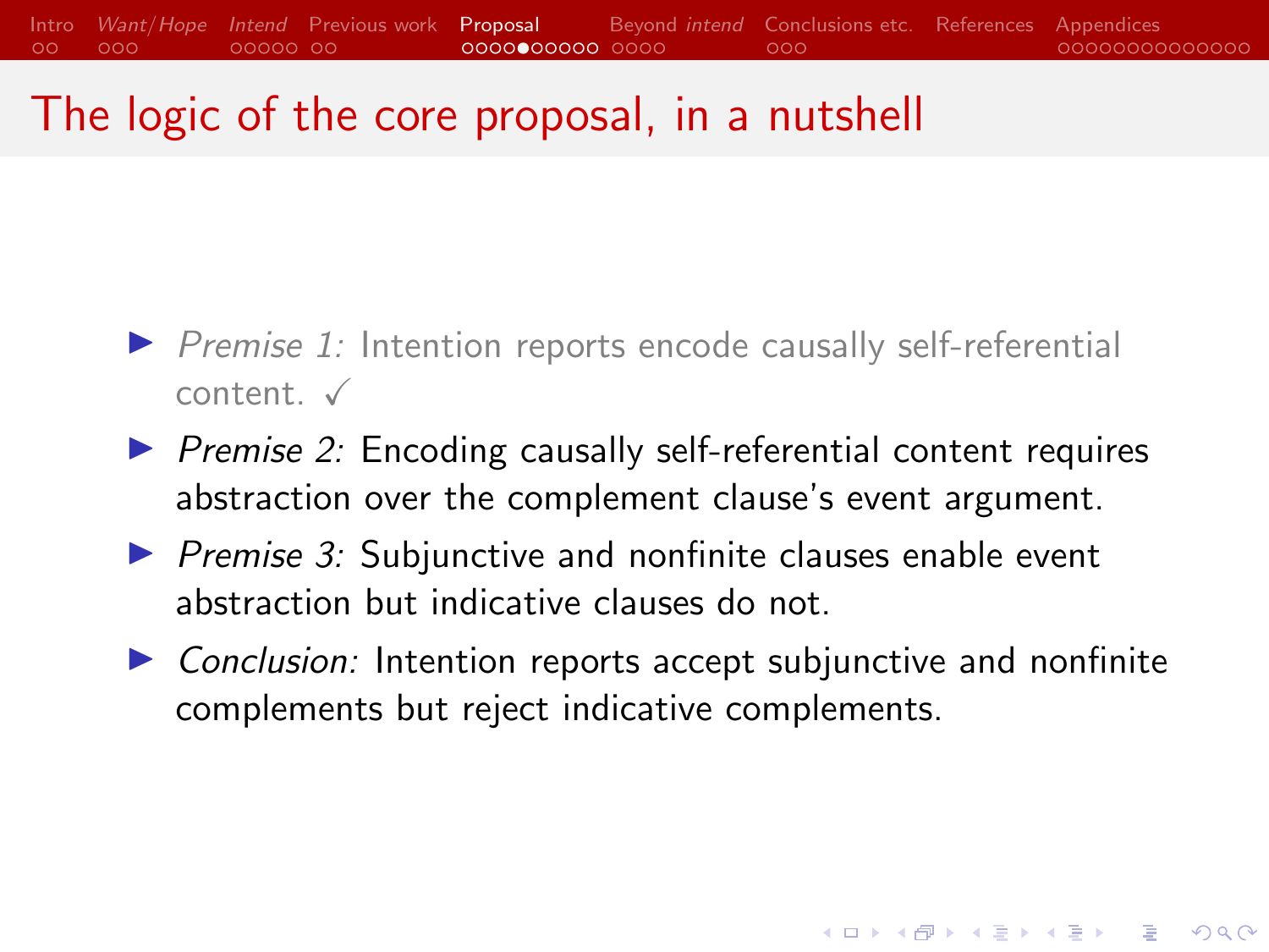# The logic of the core proposal, in a nutshell

- *Premise 1:* Intention reports encode causally self-referential content. ✓
- *Premise 2:* Encoding causally self-referential content requires abstraction over the complement clause's event argument.
- *Premise 3:* Subjunctive and nonfinite clauses enable event abstraction but indicative clauses do not.
- *Conclusion:* Intention reports accept subjunctive and nonfinite complements but reject indicative complements.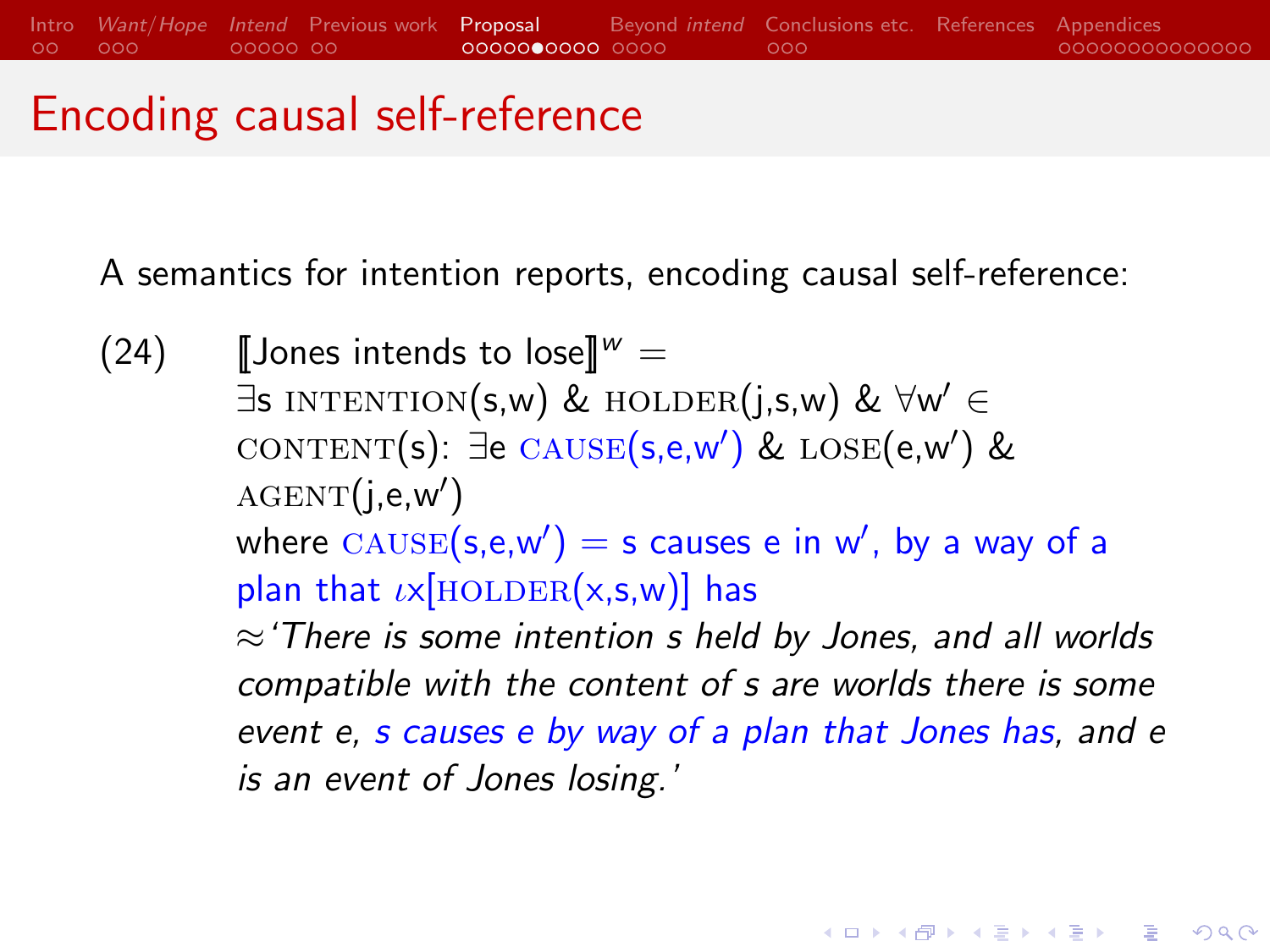# Encoding causal self-reference

A semantics for intention reports, encoding causal self-reference:

(24) $[\![\text{Jones intends to lose}]\!]^w =$
$\exists$s INTENTION(s,w) & HOLDER(j,s,w) & $\forall$w′ $\in$ CONTENT(s): $\exists$e CAUSE(s,e,w′) & LOSE(e,w′) & AGENT(j,e,w′)
where CAUSE(s,e,w′) = s causes e in w′, by a way of a plan that $\iota$x[HOLDER(x,s,w)] has
≈*'There is some intention s held by Jones, and all worlds compatible with the content of s are worlds there is some event e, s causes e by way of a plan that Jones has, and e is an event of Jones losing.'*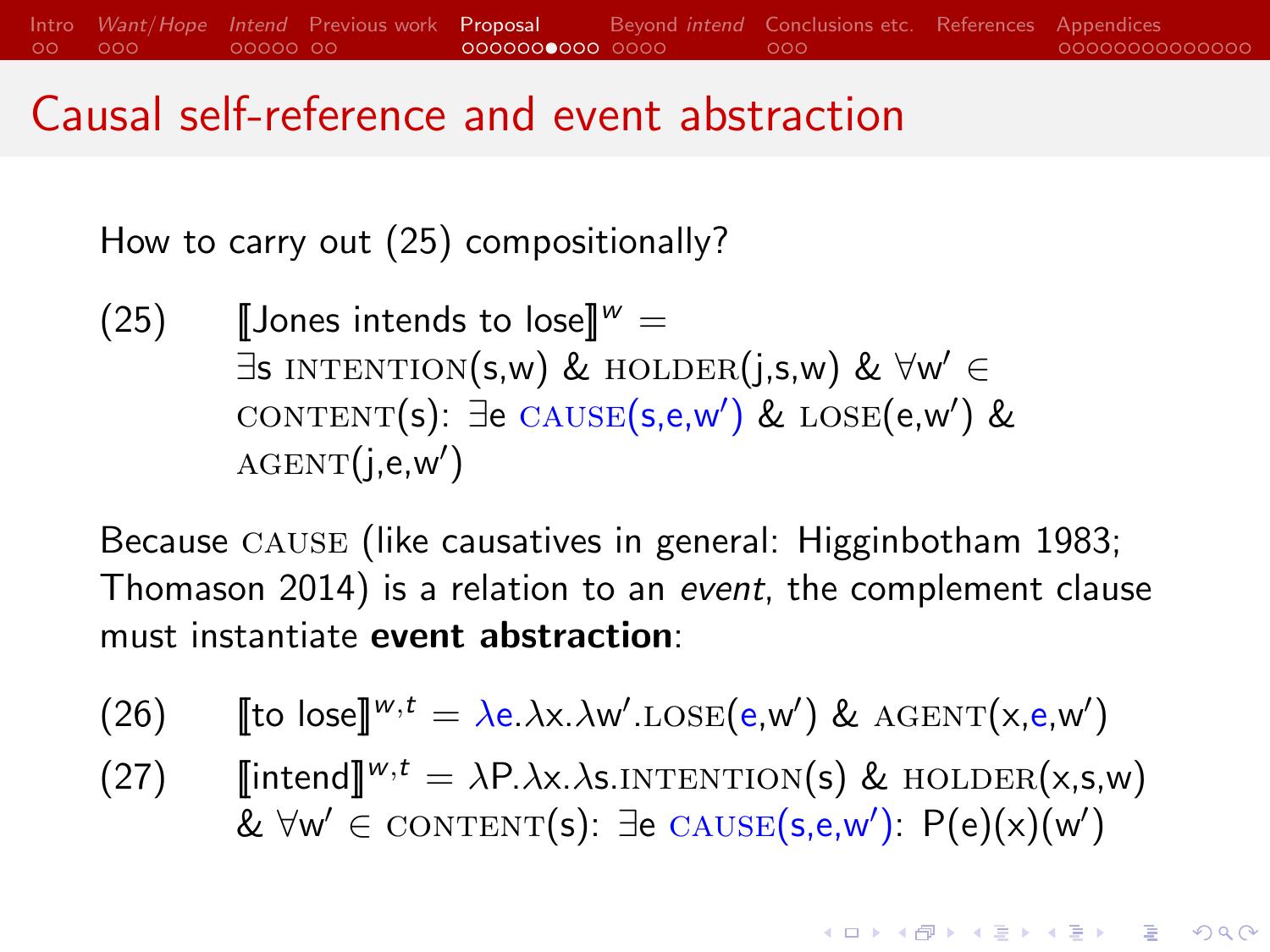# Causal self-reference and event abstraction

How to carry out (25) compositionally?

(25) $[\![\text{Jones intends to lose}]\!]^{w} =$ $\exists$s $\textsc{intention}$(s,w) & $\textsc{holder}$(j,s,w) & $\forall$w′ $\in$ $\textsc{content}$(s): $\exists$e $\textsc{cause}$(s,e,w′) & $\textsc{lose}$(e,w′) & $\textsc{agent}$(j,e,w′)

Because $\textsc{cause}$ (like causatives in general: Higginbotham 1983; Thomason 2014) is a relation to an *event*, the complement clause must instantiate **event abstraction**:

(26) $[\![\text{to lose}]\!]^{w,t} = \lambda e.\lambda x.\lambda w'.\textsc{lose}(e,w')\ \&\ \textsc{agent}(x,e,w')$

(27) $[\![\text{intend}]\!]^{w,t} = \lambda P.\lambda x.\lambda s.\textsc{intention}(s)\ \&\ \textsc{holder}(x,s,w)$ $\&\ \forall w' \in \textsc{content}(s)\text{: } \exists e\ \textsc{cause}(s,e,w')\text{: } P(e)(x)(w')$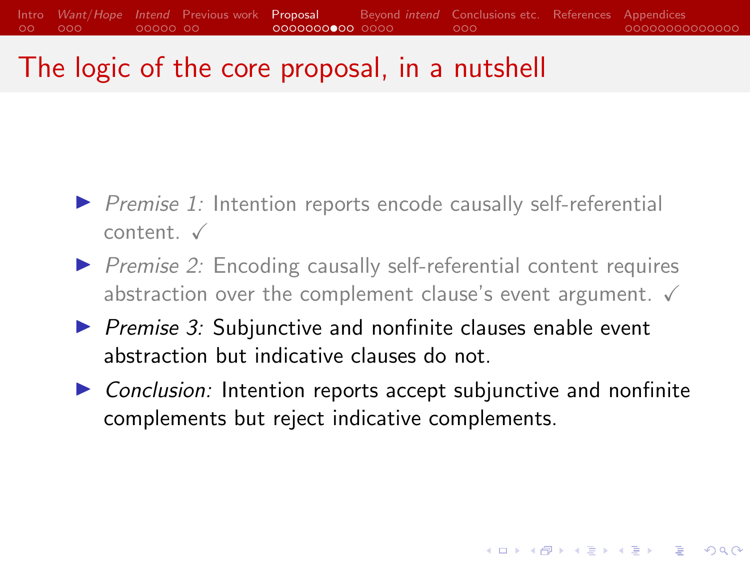# The logic of the core proposal, in a nutshell

- *Premise 1:* Intention reports encode causally self-referential content. ✓
- *Premise 2:* Encoding causally self-referential content requires abstraction over the complement clause's event argument. ✓
- *Premise 3:* Subjunctive and nonfinite clauses enable event abstraction but indicative clauses do not.
- *Conclusion:* Intention reports accept subjunctive and nonfinite complements but reject indicative complements.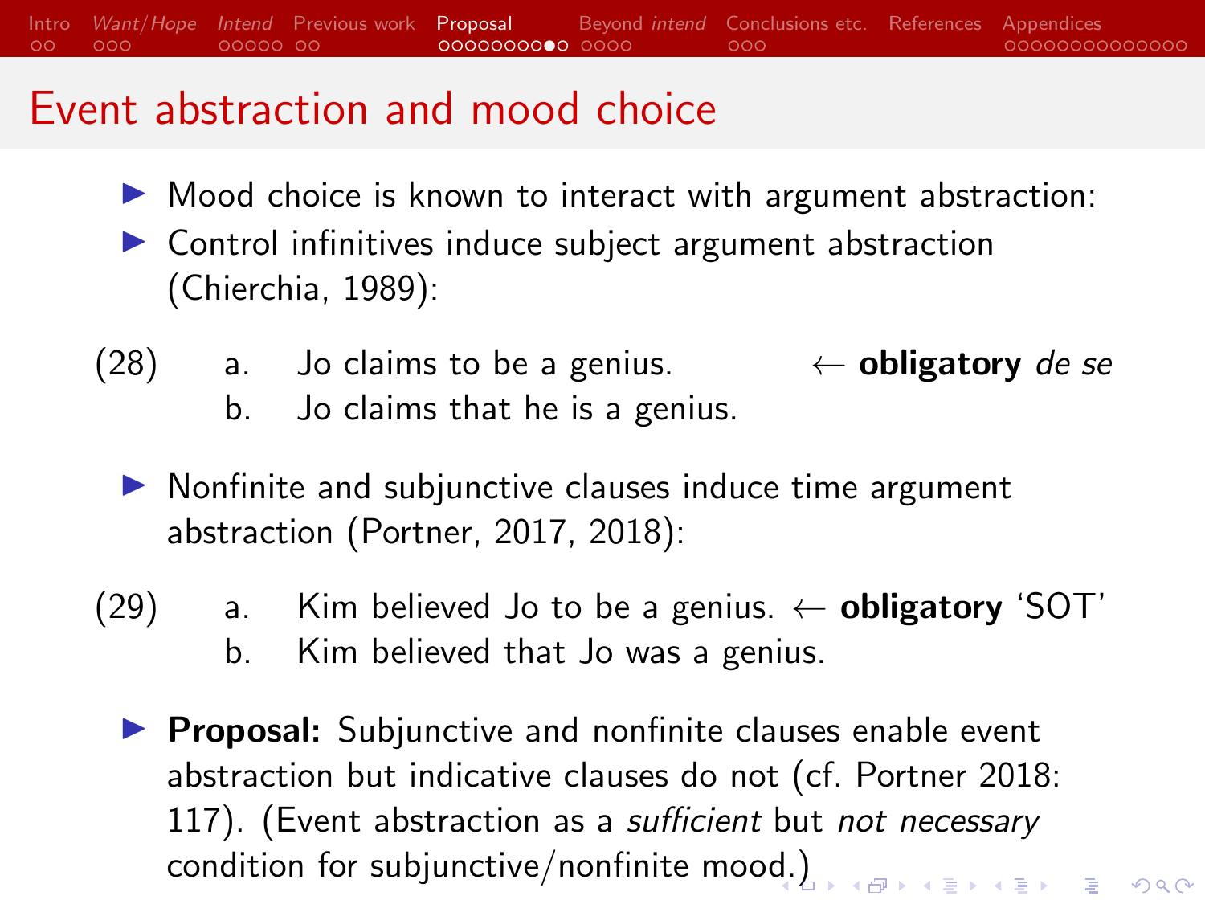# Event abstraction and mood choice

- Mood choice is known to interact with argument abstraction:
- Control infinitives induce subject argument abstraction (Chierchia, 1989):

(28) a. Jo claims to be a genius. ← **obligatory** *de se*
b. Jo claims that he is a genius.

- Nonfinite and subjunctive clauses induce time argument abstraction (Portner, 2017, 2018):

(29) a. Kim believed Jo to be a genius. ← **obligatory** 'SOT'
b. Kim believed that Jo was a genius.

- **Proposal:** Subjunctive and nonfinite clauses enable event abstraction but indicative clauses do not (cf. Portner 2018: 117). (Event abstraction as a *sufficient* but *not necessary* condition for subjunctive/nonfinite mood.)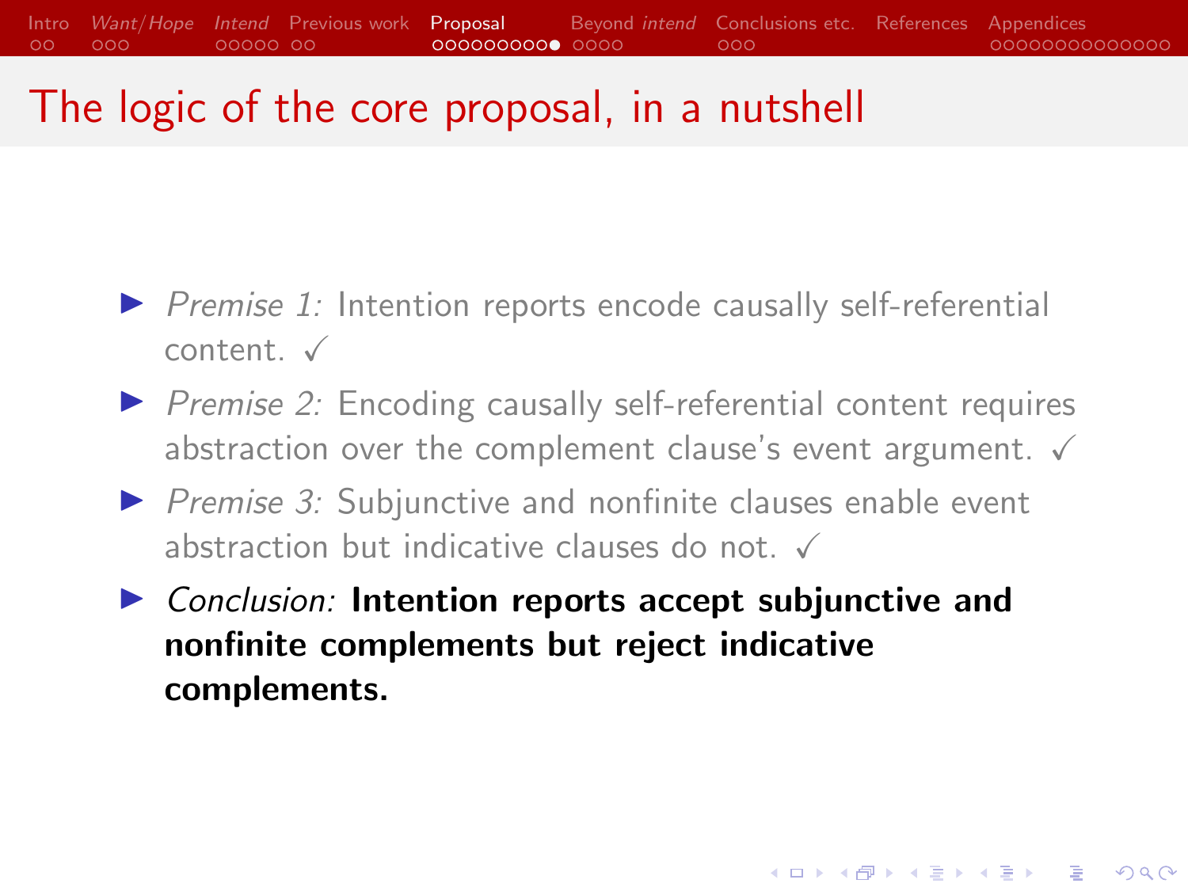# The logic of the core proposal, in a nutshell

- *Premise 1:* Intention reports encode causally self-referential content. ✓
- *Premise 2:* Encoding causally self-referential content requires abstraction over the complement clause's event argument. ✓
- *Premise 3:* Subjunctive and nonfinite clauses enable event abstraction but indicative clauses do not. ✓
- *Conclusion:* **Intention reports accept subjunctive and nonfinite complements but reject indicative complements.**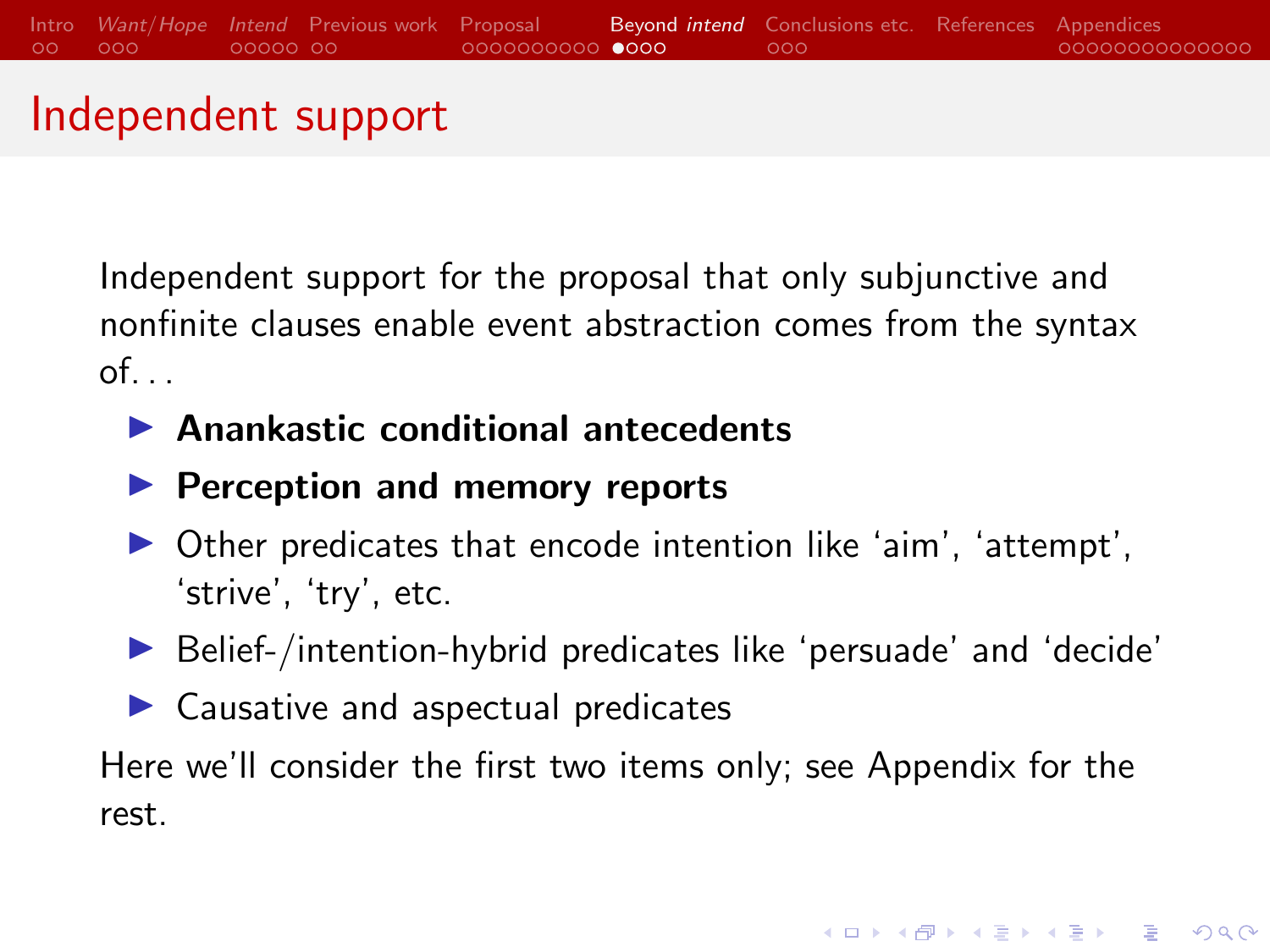# Independent support

Independent support for the proposal that only subjunctive and nonfinite clauses enable event abstraction comes from the syntax of. . .

- **Anankastic conditional antecedents**
- **Perception and memory reports**
- Other predicates that encode intention like 'aim', 'attempt', 'strive', 'try', etc.
- Belief-/intention-hybrid predicates like 'persuade' and 'decide'
- Causative and aspectual predicates

Here we'll consider the first two items only; see Appendix for the rest.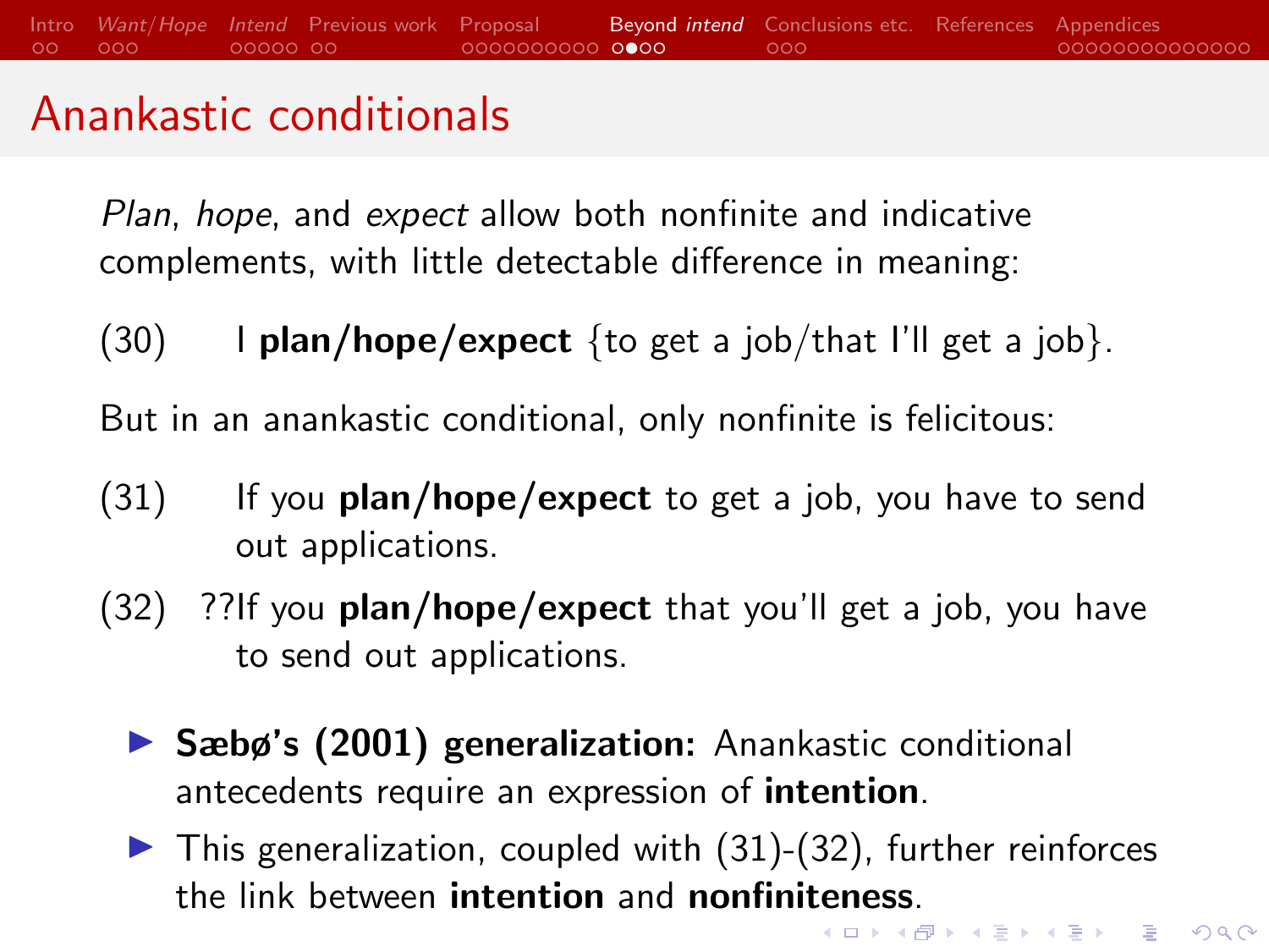# Anankastic conditionals

*Plan*, *hope*, and *expect* allow both nonfinite and indicative complements, with little detectable difference in meaning:

(30) I **plan/hope/expect** {to get a job/that I'll get a job}.

But in an anankastic conditional, only nonfinite is felicitous:

(31) If you **plan/hope/expect** to get a job, you have to send out applications.

(32) ??If you **plan/hope/expect** that you'll get a job, you have to send out applications.

- **Sæbø's (2001) generalization:** Anankastic conditional antecedents require an expression of **intention**.
- This generalization, coupled with (31)-(32), further reinforces the link between **intention** and **nonfiniteness**.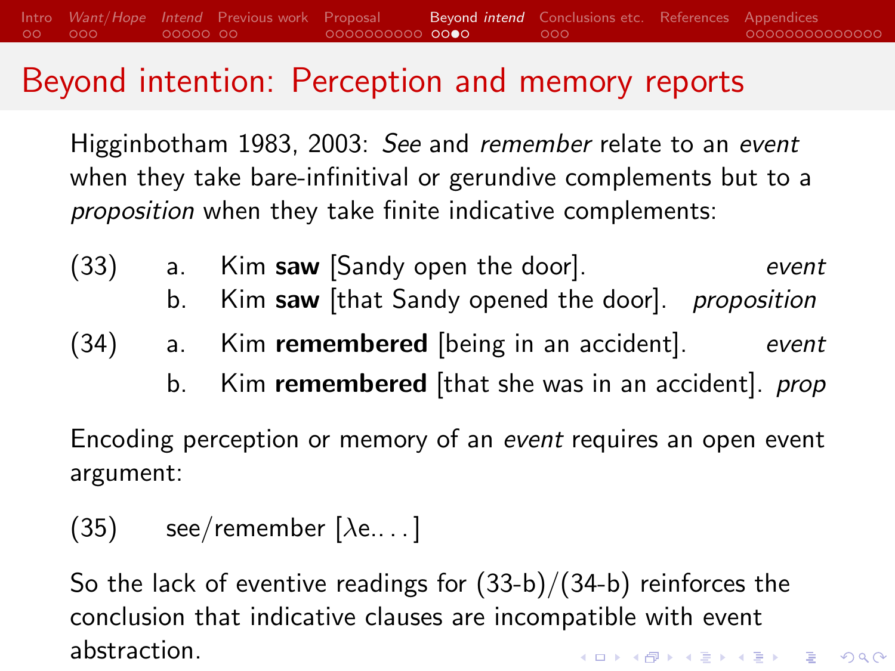# Beyond intention: Perception and memory reports

Higginbotham 1983, 2003: *See* and *remember* relate to an *event* when they take bare-infinitival or gerundive complements but to a *proposition* when they take finite indicative complements:

(33) a. Kim **saw** [Sandy open the door]. *event*

b. Kim **saw** [that Sandy opened the door]. *proposition*

(34) a. Kim **remembered** [being in an accident]. *event*

b. Kim **remembered** [that she was in an accident]. *prop*

Encoding perception or memory of an *event* requires an open event argument:

(35) see/remember [$\lambda$e.. . . ]

So the lack of eventive readings for (33-b)/(34-b) reinforces the conclusion that indicative clauses are incompatible with event abstraction.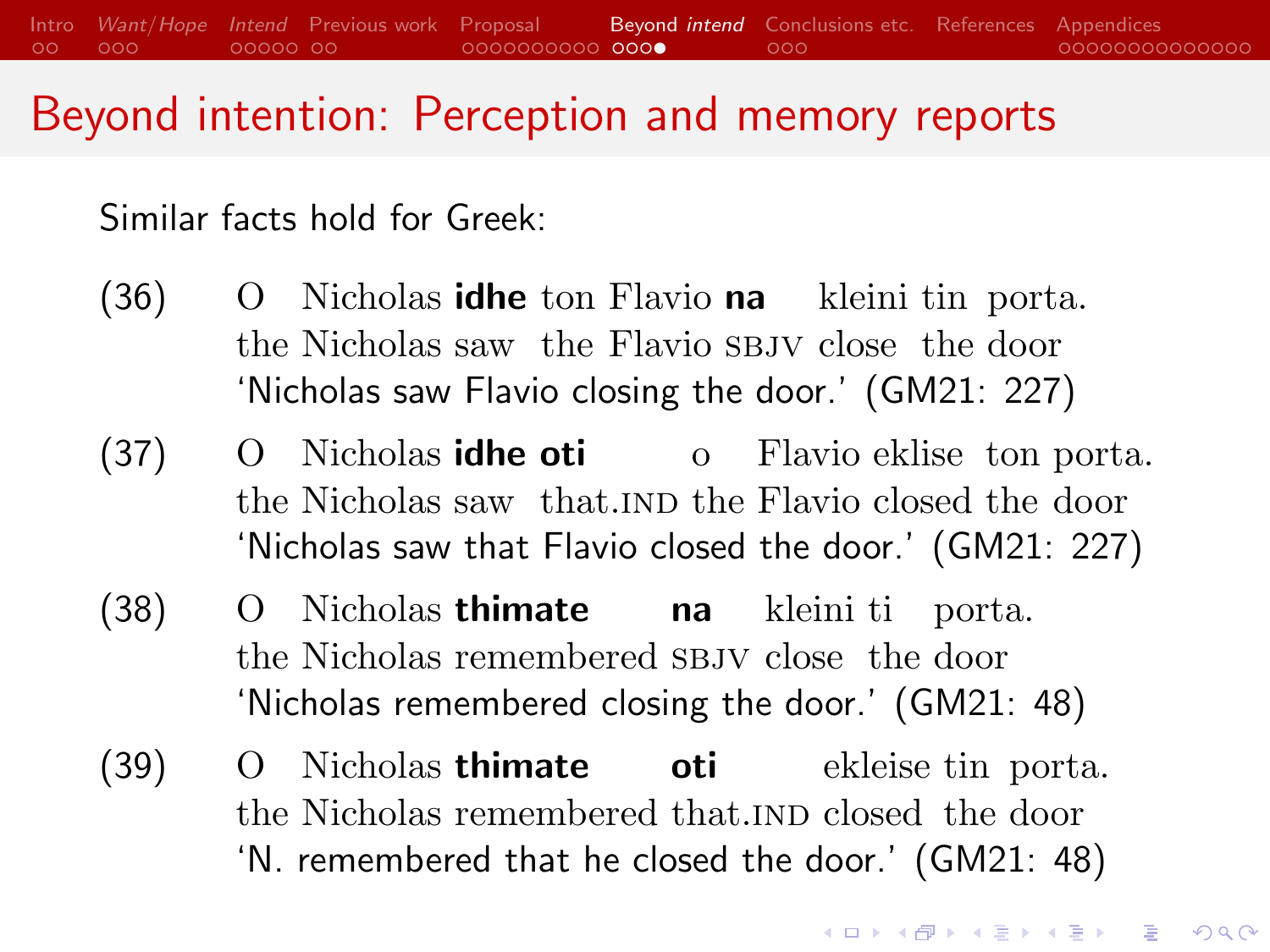# Beyond intention: Perception and memory reports

Similar facts hold for Greek:

(36) O Nicholas **idhe** ton Flavio **na** kleini tin porta.
the Nicholas saw the Flavio SBJV close the door
'Nicholas saw Flavio closing the door.' (GM21: 227)

(37) O Nicholas **idhe oti** o Flavio eklise ton porta.
the Nicholas saw that.IND the Flavio closed the door
'Nicholas saw that Flavio closed the door.' (GM21: 227)

(38) O Nicholas **thimate na** kleini ti porta.
the Nicholas remembered SBJV close the door
'Nicholas remembered closing the door.' (GM21: 48)

(39) O Nicholas **thimate oti** ekleise tin porta.
the Nicholas remembered that.IND closed the door
'N. remembered that he closed the door.' (GM21: 48)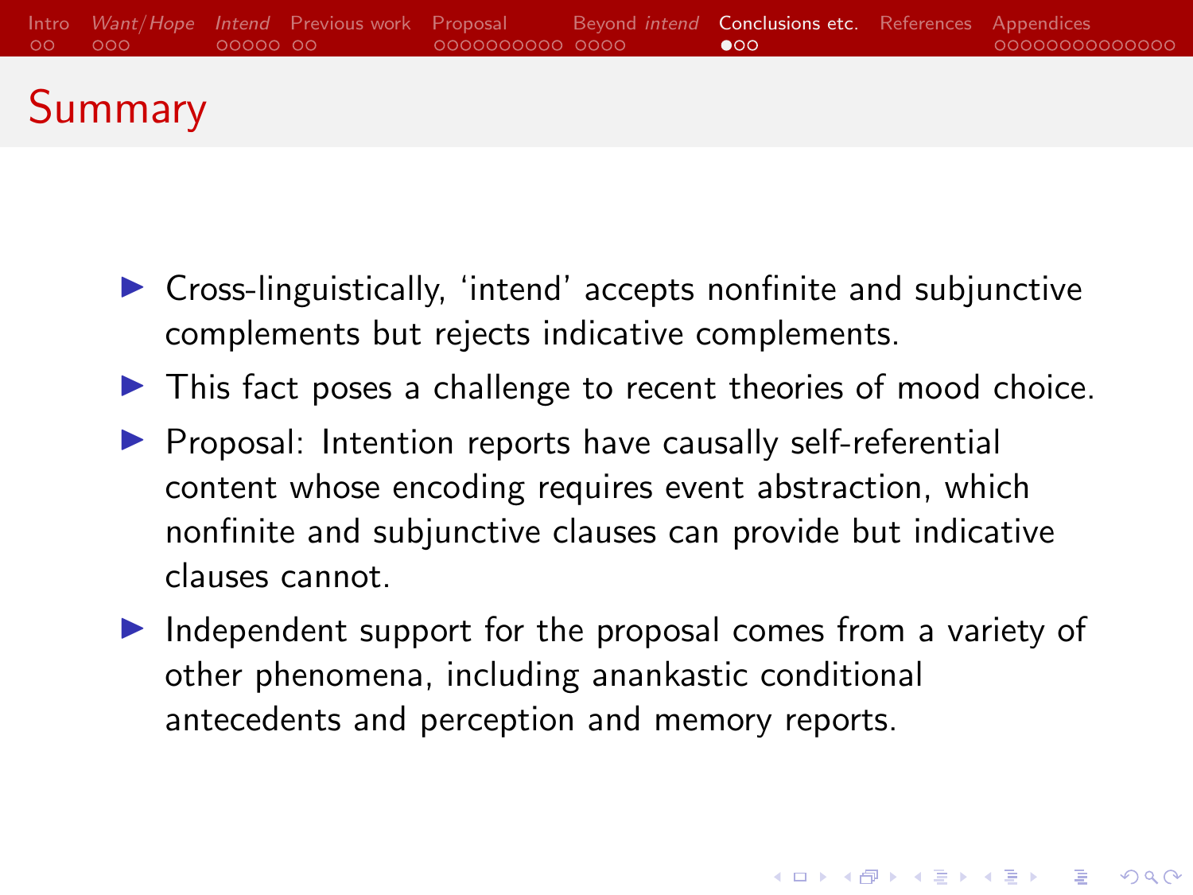# Summary

- Cross-linguistically, ‘intend’ accepts nonfinite and subjunctive complements but rejects indicative complements.
- This fact poses a challenge to recent theories of mood choice.
- Proposal: Intention reports have causally self-referential content whose encoding requires event abstraction, which nonfinite and subjunctive clauses can provide but indicative clauses cannot.
- Independent support for the proposal comes from a variety of other phenomena, including anankastic conditional antecedents and perception and memory reports.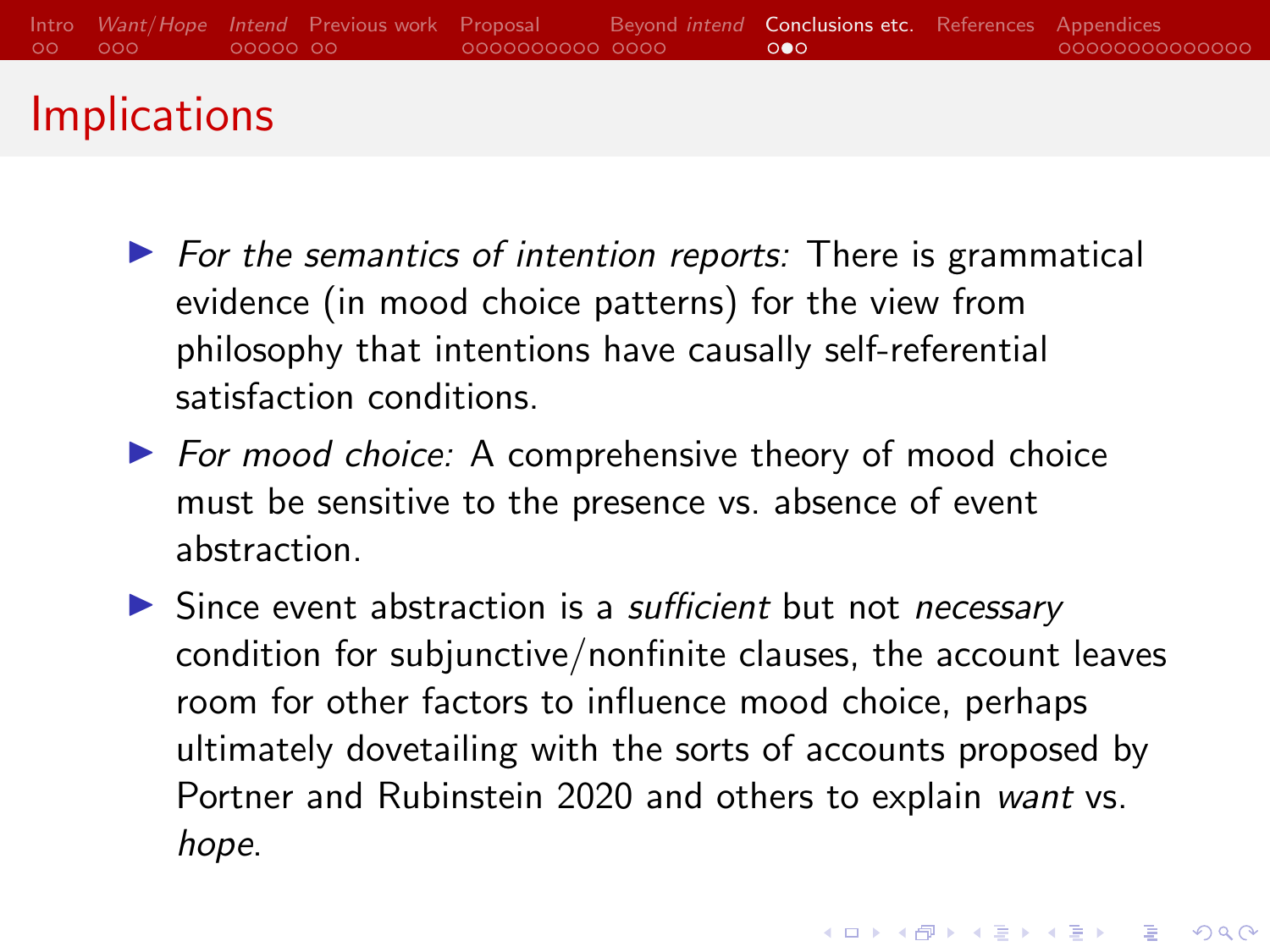# Implications

- *For the semantics of intention reports:* There is grammatical evidence (in mood choice patterns) for the view from philosophy that intentions have causally self-referential satisfaction conditions.
- *For mood choice:* A comprehensive theory of mood choice must be sensitive to the presence vs. absence of event abstraction.
- Since event abstraction is a *sufficient* but not *necessary* condition for subjunctive/nonfinite clauses, the account leaves room for other factors to influence mood choice, perhaps ultimately dovetailing with the sorts of accounts proposed by Portner and Rubinstein 2020 and others to explain *want* vs. *hope*.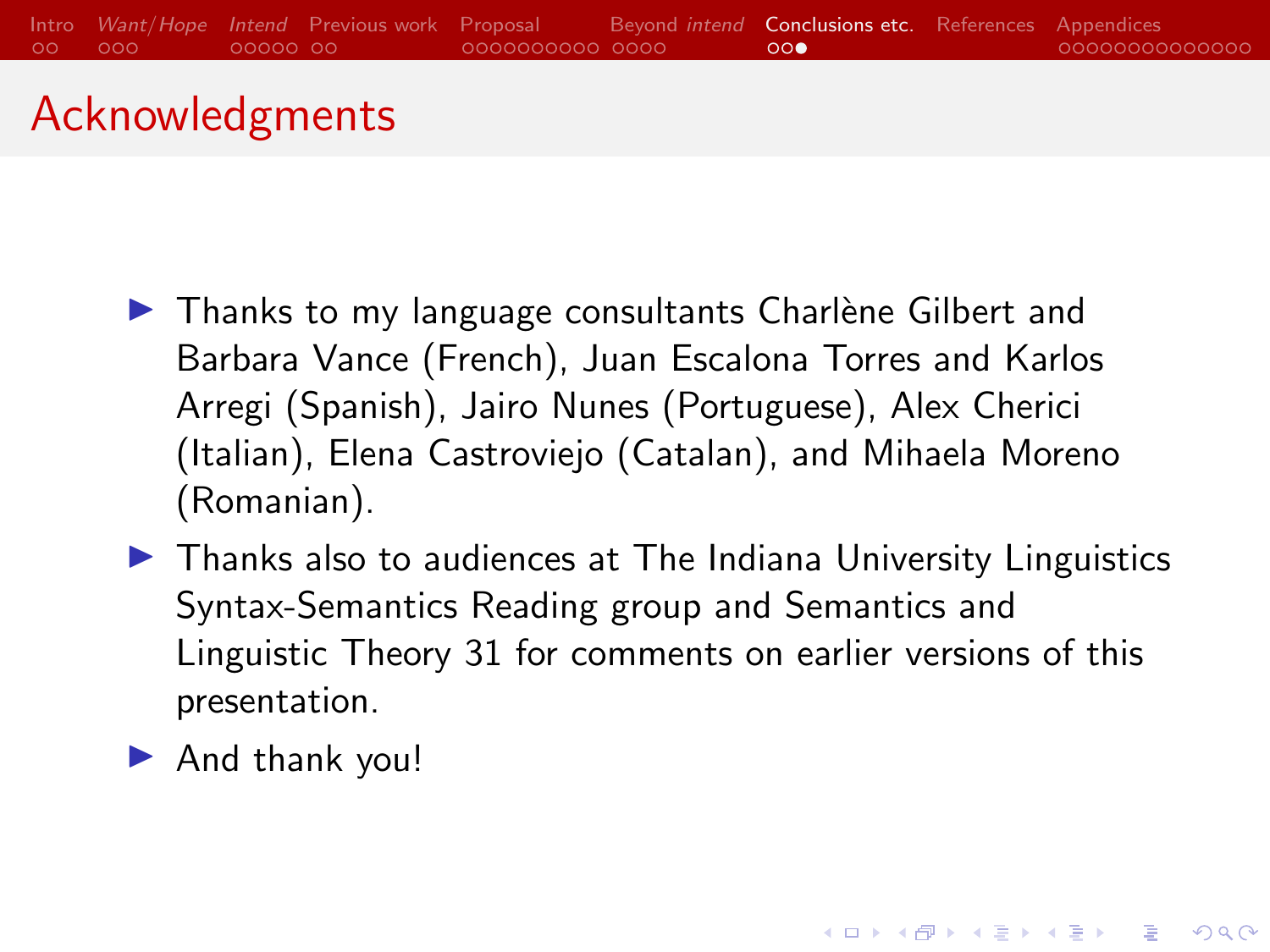# Acknowledgments

- Thanks to my language consultants Charlène Gilbert and Barbara Vance (French), Juan Escalona Torres and Karlos Arregi (Spanish), Jairo Nunes (Portuguese), Alex Cherici (Italian), Elena Castroviejo (Catalan), and Mihaela Moreno (Romanian).
- Thanks also to audiences at The Indiana University Linguistics Syntax-Semantics Reading group and Semantics and Linguistic Theory 31 for comments on earlier versions of this presentation.
- And thank you!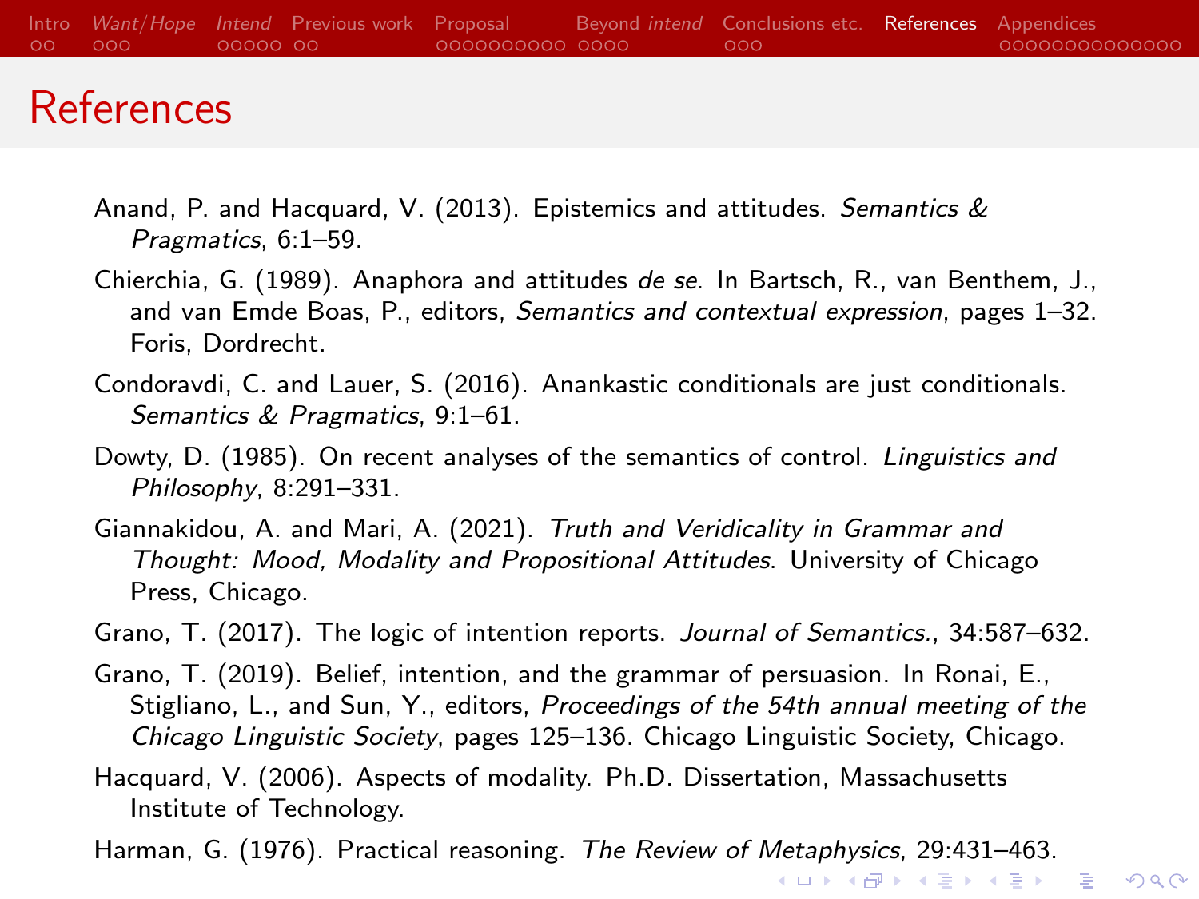# References

Anand, P. and Hacquard, V. (2013). Epistemics and attitudes. *Semantics & Pragmatics*, 6:1–59.

Chierchia, G. (1989). Anaphora and attitudes *de se*. In Bartsch, R., van Benthem, J., and van Emde Boas, P., editors, *Semantics and contextual expression*, pages 1–32. Foris, Dordrecht.

Condoravdi, C. and Lauer, S. (2016). Anankastic conditionals are just conditionals. *Semantics & Pragmatics*, 9:1–61.

Dowty, D. (1985). On recent analyses of the semantics of control. *Linguistics and Philosophy*, 8:291–331.

Giannakidou, A. and Mari, A. (2021). *Truth and Veridicality in Grammar and Thought: Mood, Modality and Propositional Attitudes*. University of Chicago Press, Chicago.

Grano, T. (2017). The logic of intention reports. *Journal of Semantics.*, 34:587–632.

Grano, T. (2019). Belief, intention, and the grammar of persuasion. In Ronai, E., Stigliano, L., and Sun, Y., editors, *Proceedings of the 54th annual meeting of the Chicago Linguistic Society*, pages 125–136. Chicago Linguistic Society, Chicago.

Hacquard, V. (2006). Aspects of modality. Ph.D. Dissertation, Massachusetts Institute of Technology.

Harman, G. (1976). Practical reasoning. *The Review of Metaphysics*, 29:431–463.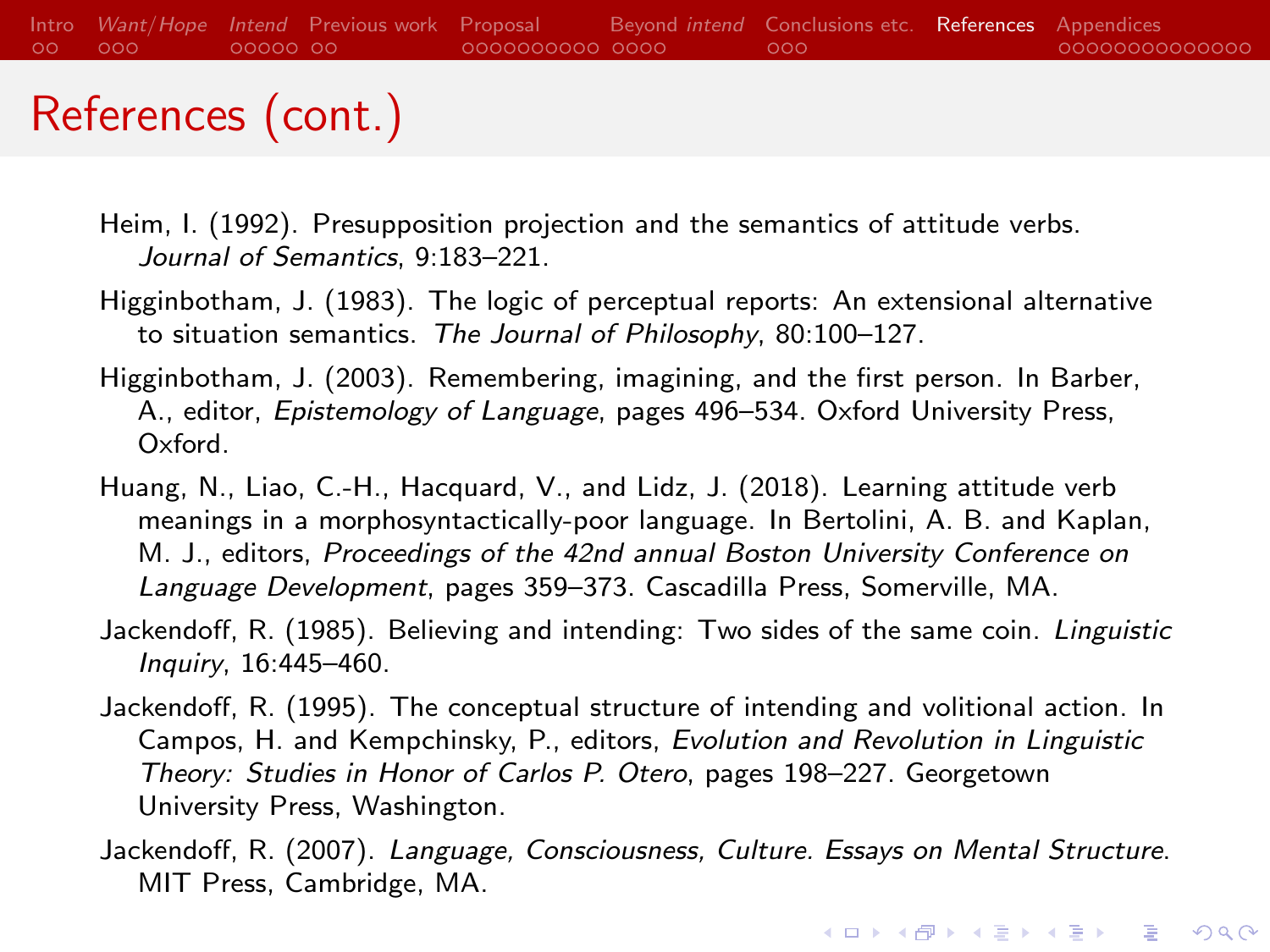# References (cont.)

Heim, I. (1992). Presupposition projection and the semantics of attitude verbs. *Journal of Semantics*, 9:183–221.

Higginbotham, J. (1983). The logic of perceptual reports: An extensional alternative to situation semantics. *The Journal of Philosophy*, 80:100–127.

Higginbotham, J. (2003). Remembering, imagining, and the first person. In Barber, A., editor, *Epistemology of Language*, pages 496–534. Oxford University Press, Oxford.

Huang, N., Liao, C.-H., Hacquard, V., and Lidz, J. (2018). Learning attitude verb meanings in a morphosyntactically-poor language. In Bertolini, A. B. and Kaplan, M. J., editors, *Proceedings of the 42nd annual Boston University Conference on Language Development*, pages 359–373. Cascadilla Press, Somerville, MA.

Jackendoff, R. (1985). Believing and intending: Two sides of the same coin. *Linguistic Inquiry*, 16:445–460.

Jackendoff, R. (1995). The conceptual structure of intending and volitional action. In Campos, H. and Kempchinsky, P., editors, *Evolution and Revolution in Linguistic Theory: Studies in Honor of Carlos P. Otero*, pages 198–227. Georgetown University Press, Washington.

Jackendoff, R. (2007). *Language, Consciousness, Culture. Essays on Mental Structure*. MIT Press, Cambridge, MA.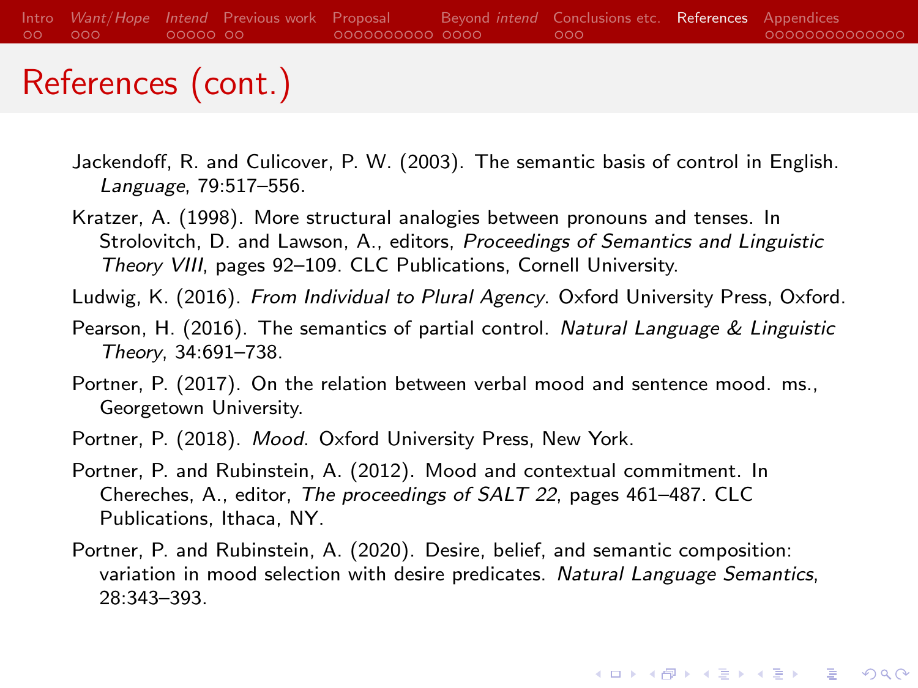# References (cont.)

Jackendoff, R. and Culicover, P. W. (2003). The semantic basis of control in English. *Language*, 79:517–556.

Kratzer, A. (1998). More structural analogies between pronouns and tenses. In Strolovitch, D. and Lawson, A., editors, *Proceedings of Semantics and Linguistic Theory VIII*, pages 92–109. CLC Publications, Cornell University.

Ludwig, K. (2016). *From Individual to Plural Agency*. Oxford University Press, Oxford.

Pearson, H. (2016). The semantics of partial control. *Natural Language & Linguistic Theory*, 34:691–738.

Portner, P. (2017). On the relation between verbal mood and sentence mood. ms., Georgetown University.

Portner, P. (2018). *Mood*. Oxford University Press, New York.

Portner, P. and Rubinstein, A. (2012). Mood and contextual commitment. In Chereches, A., editor, *The proceedings of SALT 22*, pages 461–487. CLC Publications, Ithaca, NY.

Portner, P. and Rubinstein, A. (2020). Desire, belief, and semantic composition: variation in mood selection with desire predicates. *Natural Language Semantics*, 28:343–393.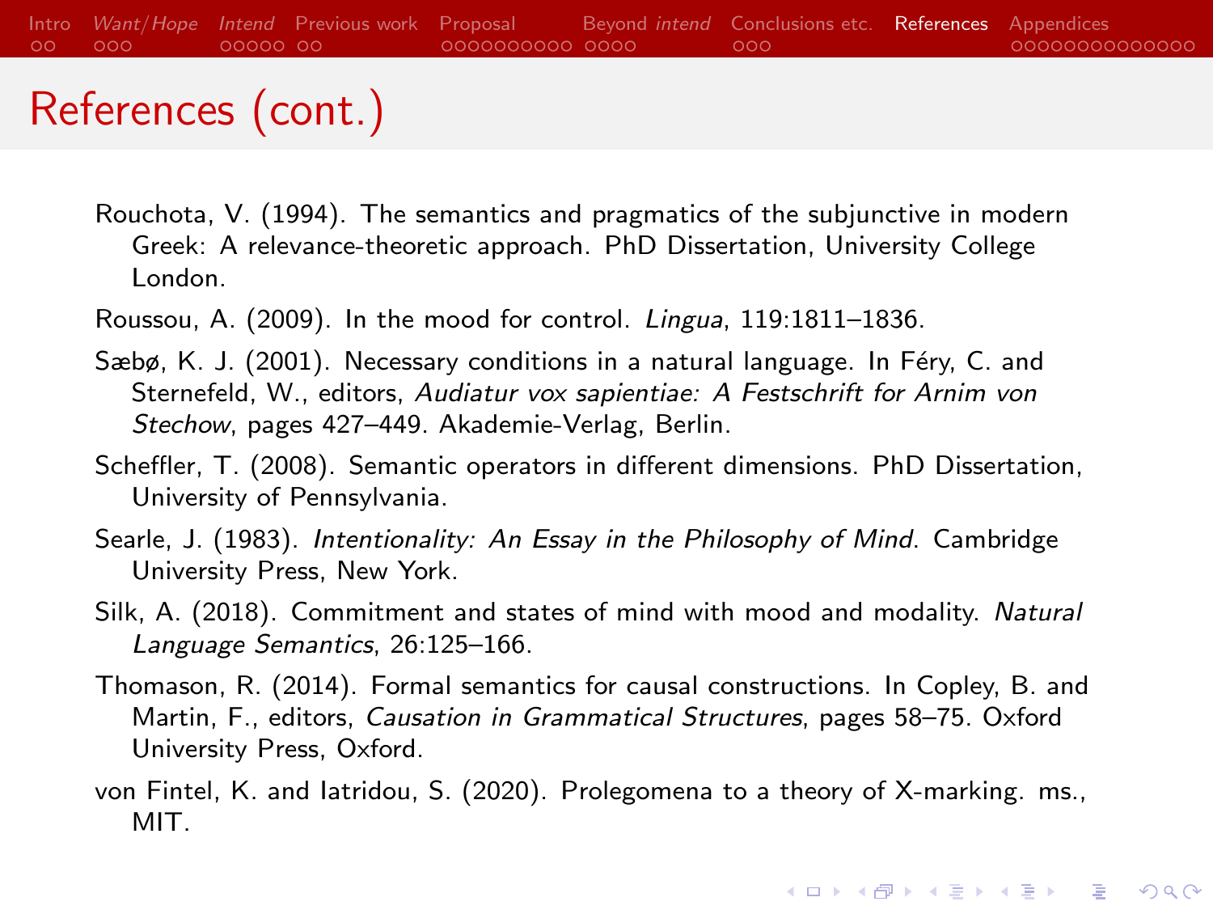# References (cont.)

Rouchota, V. (1994). The semantics and pragmatics of the subjunctive in modern Greek: A relevance-theoretic approach. PhD Dissertation, University College London.

Roussou, A. (2009). In the mood for control. *Lingua*, 119:1811–1836.

Sæbø, K. J. (2001). Necessary conditions in a natural language. In Féry, C. and Sternefeld, W., editors, *Audiatur vox sapientiae: A Festschrift for Arnim von Stechow*, pages 427–449. Akademie-Verlag, Berlin.

Scheffler, T. (2008). Semantic operators in different dimensions. PhD Dissertation, University of Pennsylvania.

Searle, J. (1983). *Intentionality: An Essay in the Philosophy of Mind*. Cambridge University Press, New York.

Silk, A. (2018). Commitment and states of mind with mood and modality. *Natural Language Semantics*, 26:125–166.

Thomason, R. (2014). Formal semantics for causal constructions. In Copley, B. and Martin, F., editors, *Causation in Grammatical Structures*, pages 58–75. Oxford University Press, Oxford.

von Fintel, K. and Iatridou, S. (2020). Prolegomena to a theory of X-marking. ms., MIT.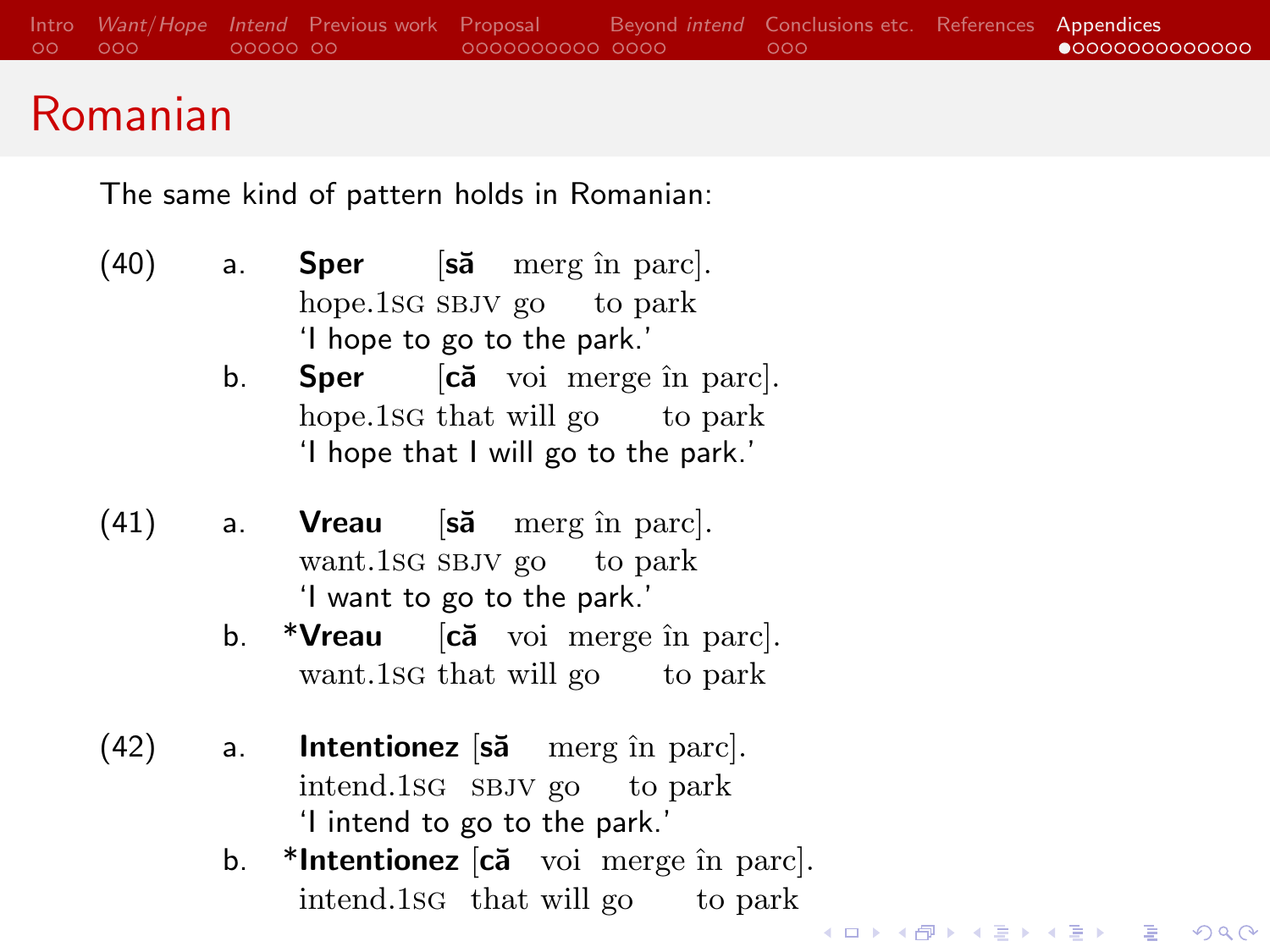# Romanian

The same kind of pattern holds in Romanian:

(40) a. **Sper** [**să** merg în parc].
hope.1SG SBJV go to park
'I hope to go to the park.'

b. **Sper** [**că** voi merge în parc].
hope.1SG that will go to park
'I hope that I will go to the park.'

(41) a. **Vreau** [**să** merg în parc].
want.1SG SBJV go to park
'I want to go to the park.'

b. *__Vreau__ [**că** voi merge în parc].
want.1SG that will go to park

(42) a. **Intentionez** [**să** merg în parc].
intend.1SG SBJV go to park
'I intend to go to the park.'

b. *__Intentionez__ [**că** voi merge în parc].
intend.1SG that will go to park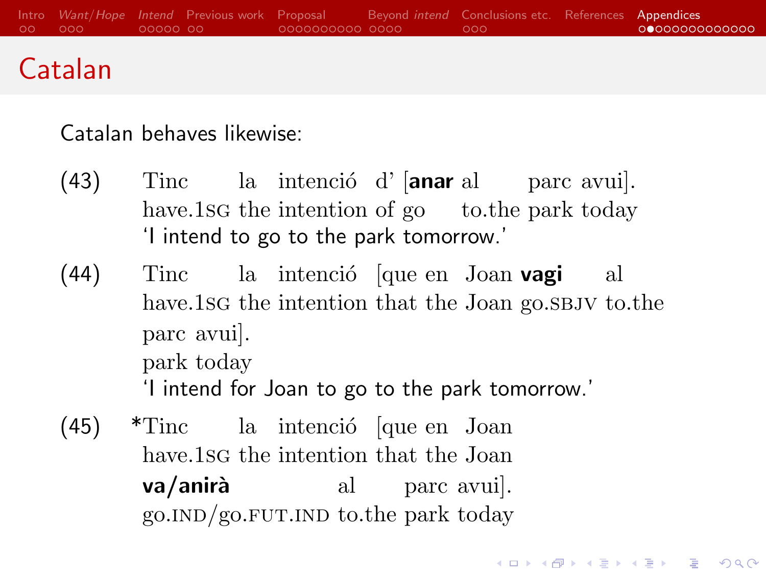# Catalan

Catalan behaves likewise:

(43) Tinc la intenció d' [**anar** al parc avui].
have.1SG the intention of go to.the park today
'I intend to go to the park tomorrow.'

(44) Tinc la intenció [que en Joan **vagi** al parc avui].
have.1SG the intention that the Joan go.SBJV to.the park today
'I intend for Joan to go to the park tomorrow.'

(45) *Tinc la intenció [que en Joan **va/anirà** al parc avui].
have.1SG the intention that the Joan go.IND/go.FUT.IND to.the park today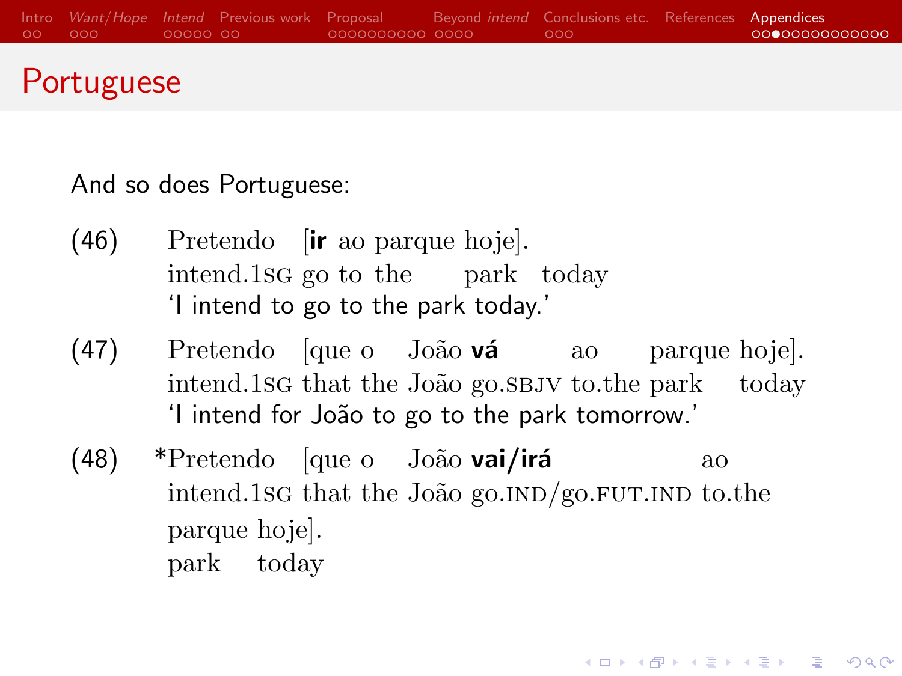# Portuguese

And so does Portuguese:

(46) Pretendo [**ir** ao parque hoje].
intend.1SG go to the park today
'I intend to go to the park today.'

(47) Pretendo [que o João **vá** ao parque hoje].
intend.1SG that the João go.SBJV to.the park today
'I intend for João to go to the park tomorrow.'

(48) *Pretendo [que o João **vai/irá** ao parque hoje].
intend.1SG that the João go.IND/go.FUT.IND to.the park today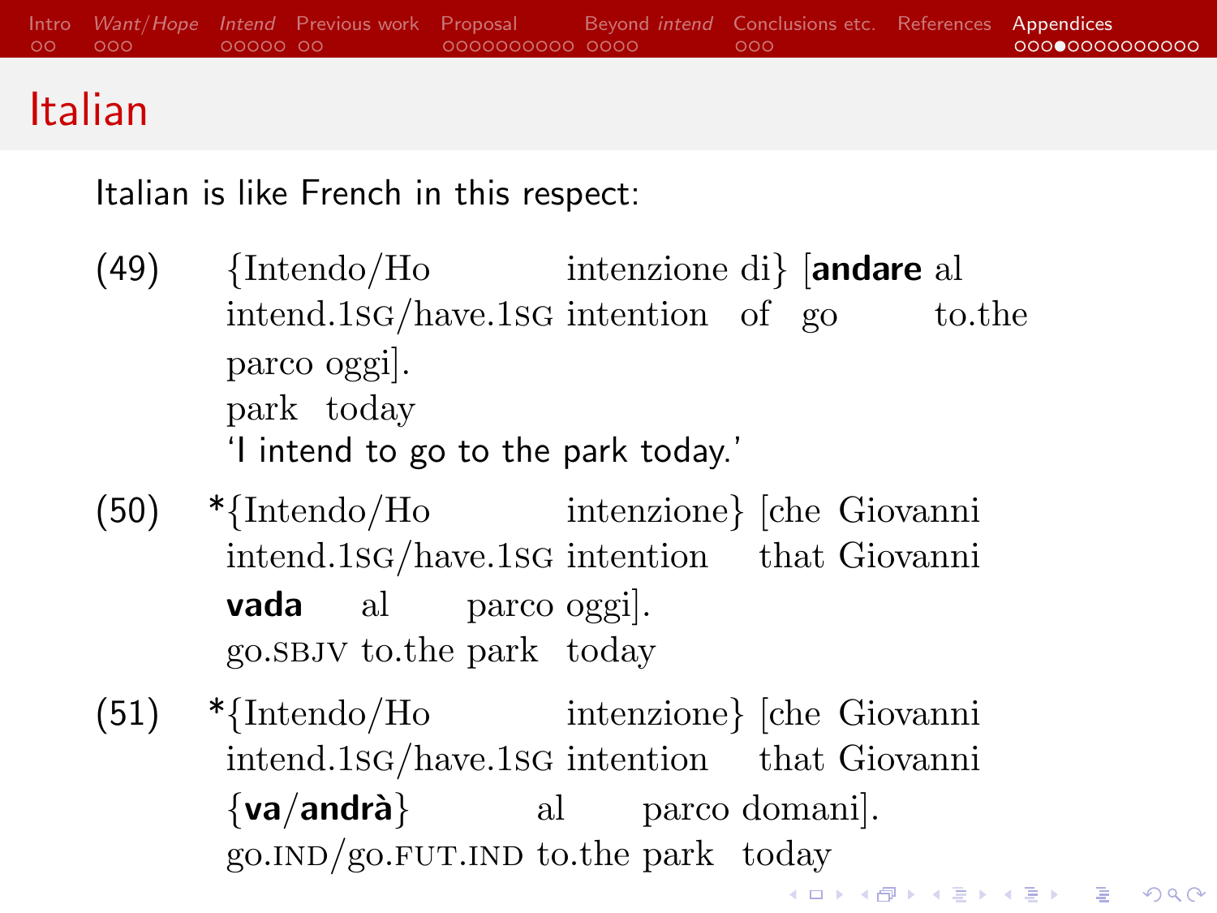# Italian

Italian is like French in this respect:

(49) {Intendo/Ho intenzione di} [**andare** al parco oggi].
intend.1SG/have.1SG intention of go to.the park today
'I intend to go to the park today.'

(50) *{Intendo/Ho intenzione} [che Giovanni **vada** al parco oggi].
intend.1SG/have.1SG intention that Giovanni go.SBJV to.the park today

(51) *{Intendo/Ho intenzione} [che Giovanni {**va/andrà**} al parco domani].
intend.1SG/have.1SG intention that Giovanni go.IND/go.FUT.IND to.the park today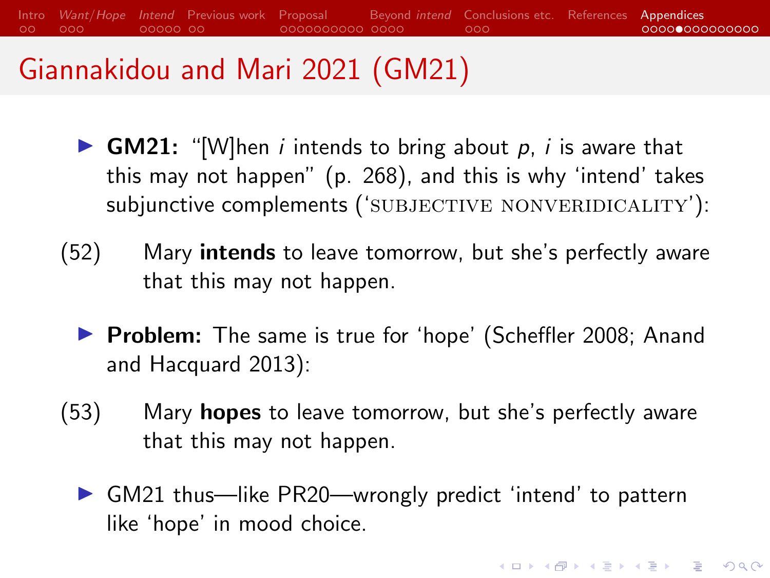# Giannakidou and Mari 2021 (GM21)

- **GM21:** "[W]hen *i* intends to bring about *p*, *i* is aware that this may not happen" (p. 268), and this is why 'intend' takes subjunctive complements ('SUBJECTIVE NONVERIDICALITY'):

(52) Mary **intends** to leave tomorrow, but she's perfectly aware that this may not happen.

- **Problem:** The same is true for 'hope' (Scheffler 2008; Anand and Hacquard 2013):

(53) Mary **hopes** to leave tomorrow, but she's perfectly aware that this may not happen.

- GM21 thus—like PR20—wrongly predict 'intend' to pattern like 'hope' in mood choice.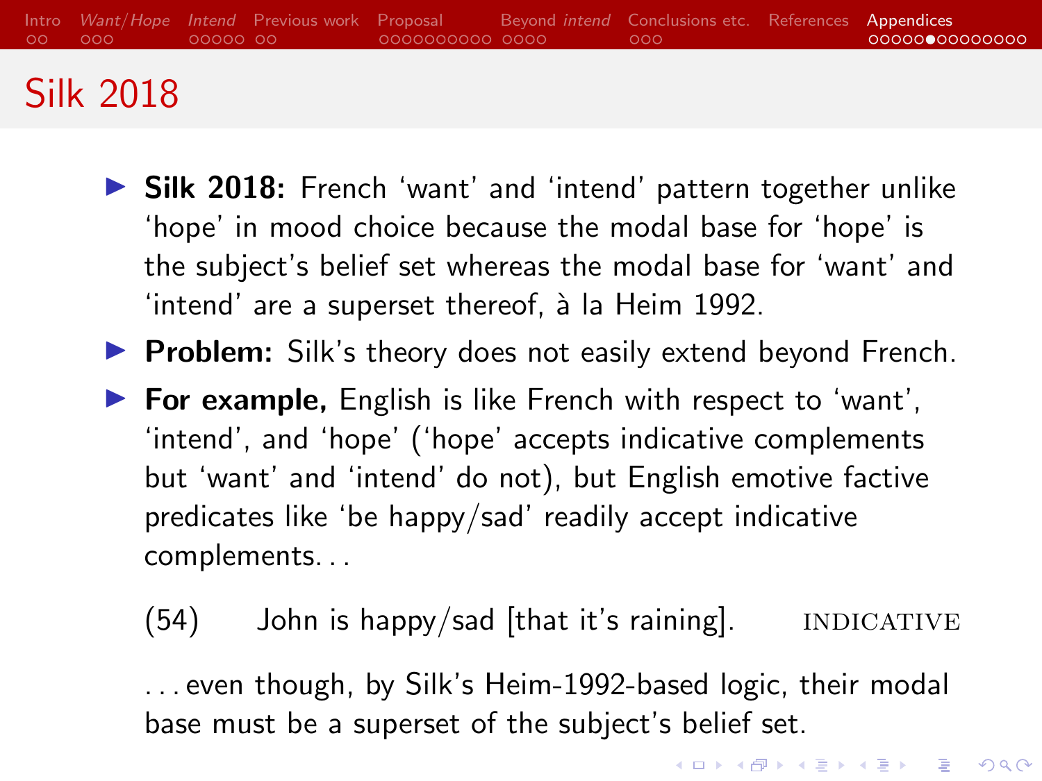## Silk 2018

- **Silk 2018:** French ‘want’ and ‘intend’ pattern together unlike ‘hope’ in mood choice because the modal base for ‘hope’ is the subject’s belief set whereas the modal base for ‘want’ and ‘intend’ are a superset thereof, à la Heim 1992.
- **Problem:** Silk’s theory does not easily extend beyond French.
- **For example,** English is like French with respect to ‘want’, ‘intend’, and ‘hope’ (‘hope’ accepts indicative complements but ‘want’ and ‘intend’ do not), but English emotive factive predicates like ‘be happy/sad’ readily accept indicative complements. . .

  (54) John is happy/sad [that it’s raining]. INDICATIVE

  . . . even though, by Silk’s Heim-1992-based logic, their modal base must be a superset of the subject’s belief set.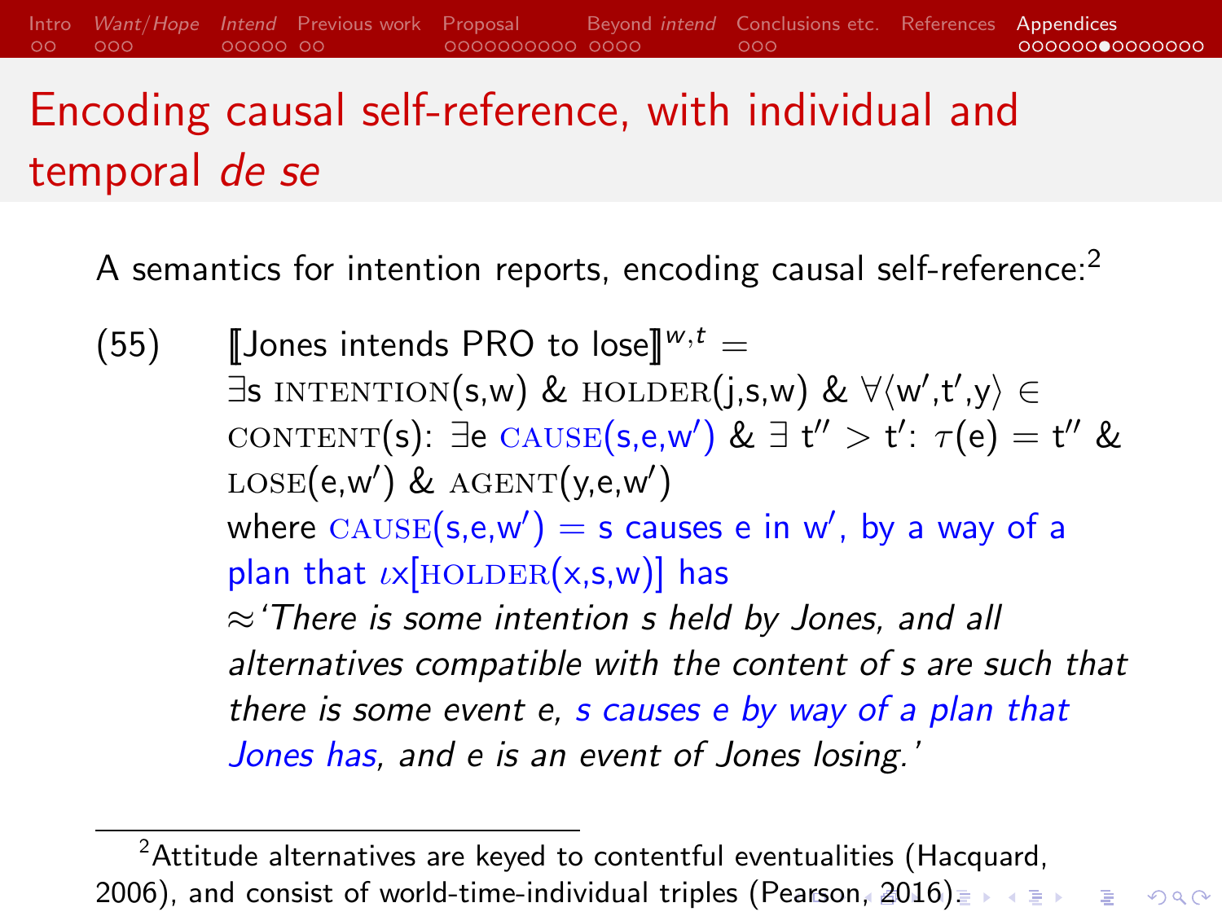# Encoding causal self-reference, with individual and temporal *de se*

A semantics for intention reports, encoding causal self-reference:[2]

(55) $[\![$Jones intends PRO to lose$]\!]^{w,t}$ =
$\exists$s INTENTION(s,w) & HOLDER(j,s,w) & $\forall\langle$w′,t′,y$\rangle \in$ CONTENT(s): $\exists$e CAUSE(s,e,w′) & $\exists$ t″ > t′: $\tau$(e) = t″ & LOSE(e,w′) & AGENT(y,e,w′)
where CAUSE(s,e,w′) = s causes e in w′, by a way of a plan that $\iota$x[HOLDER(x,s,w)] has
≈*'There is some intention s held by Jones, and all alternatives compatible with the content of s are such that there is some event e, s causes e by way of a plan that Jones has, and e is an event of Jones losing.'*

[2] Attitude alternatives are keyed to contentful eventualities (Hacquard, 2006), and consist of world-time-individual triples (Pearson, 2016).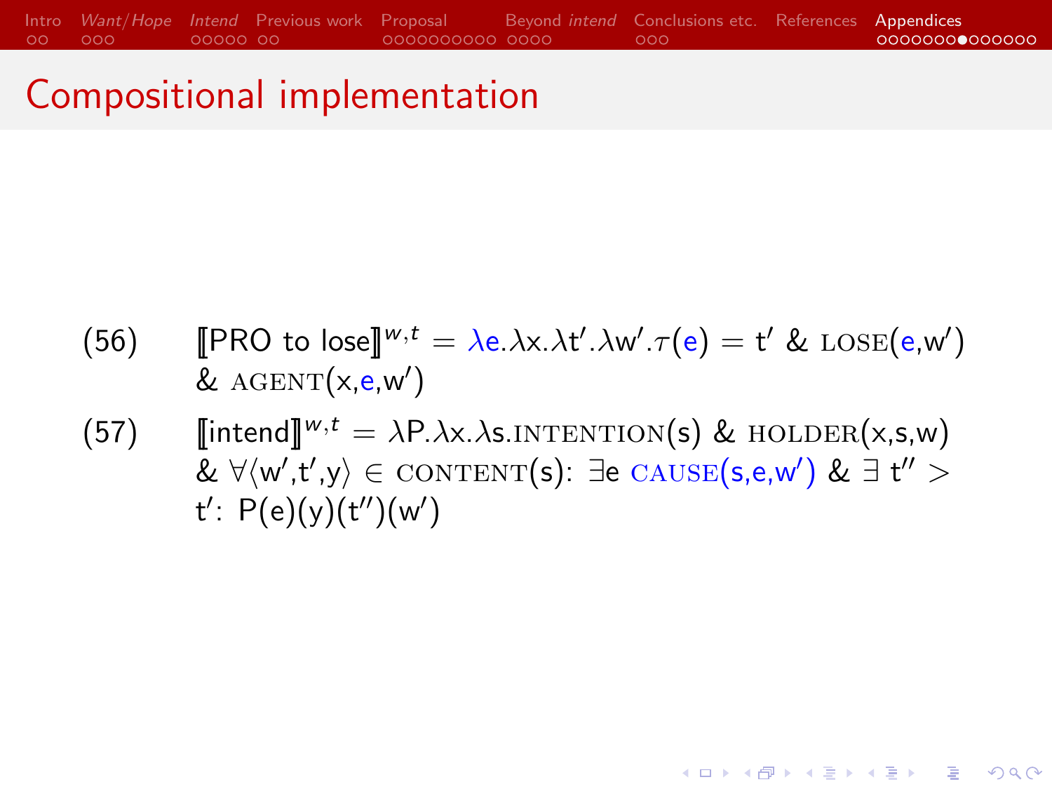# Compositional implementation

(56) $[\![\text{PRO to lose}]\!]^{w,t} = \lambda e.\lambda x.\lambda t'.\lambda w'.\tau(e) = t'$ & $\text{LOSE}(e,w')$ & $\text{AGENT}(x,e,w')$

(57) $[\![\text{intend}]\!]^{w,t} = \lambda P.\lambda x.\lambda s.\text{INTENTION}(s)$ & $\text{HOLDER}(x,s,w)$ & $\forall\langle w',t',y\rangle \in \text{CONTENT}(s)$: $\exists e$ $\text{CAUSE}(s,e,w')$ & $\exists\, t'' > t'$: $P(e)(y)(t'')(w')$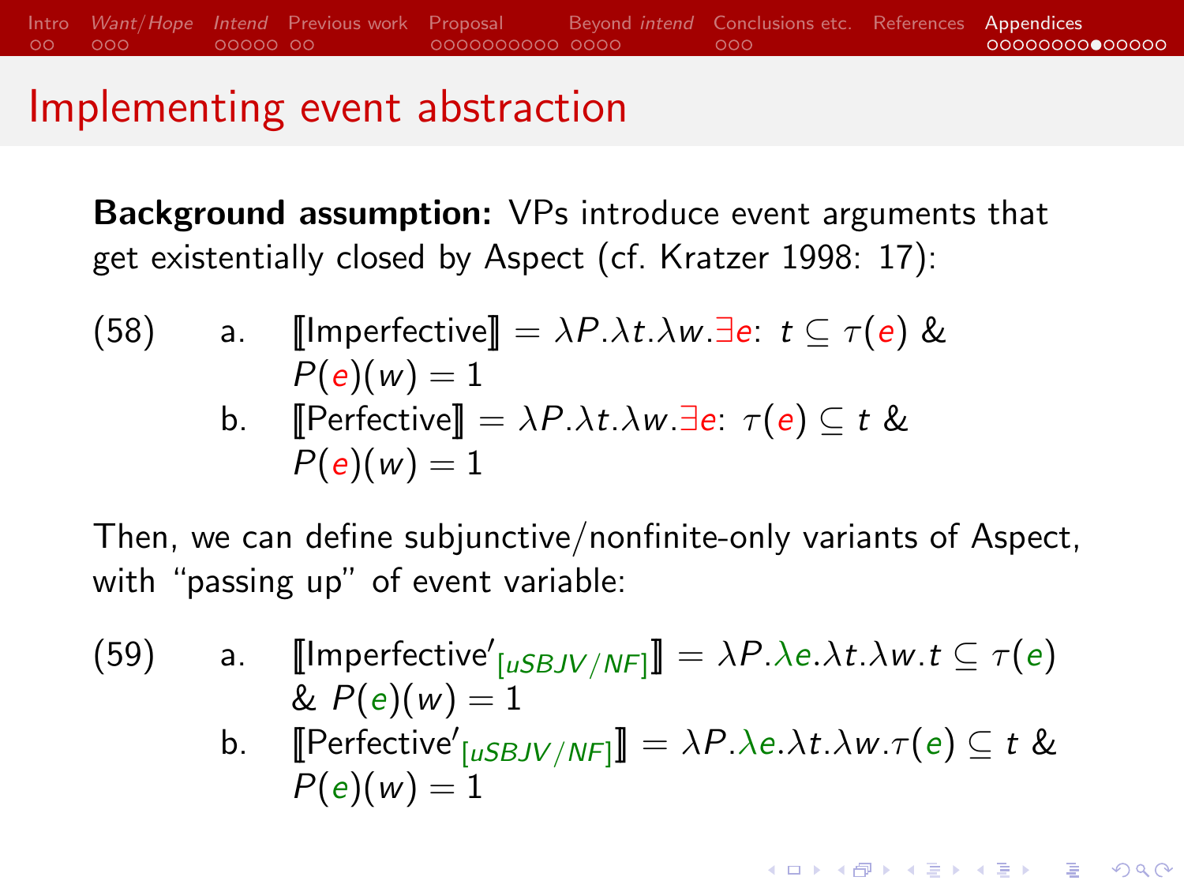# Implementing event abstraction

**Background assumption:** VPs introduce event arguments that get existentially closed by Aspect (cf. Kratzer 1998: 17):

(58) a. $[\![\text{Imperfective}]\!] = \lambda P.\lambda t.\lambda w.\exists e\text{: } t \subseteq \tau(e) \;\&\; P(e)(w) = 1$

b. $[\![\text{Perfective}]\!] = \lambda P.\lambda t.\lambda w.\exists e\text{: } \tau(e) \subseteq t \;\&\; P(e)(w) = 1$

Then, we can define subjunctive/nonfinite-only variants of Aspect, with "passing up" of event variable:

(59) a. $[\![\text{Imperfective}'_{[uSBJV/NF]}]\!] = \lambda P.\lambda e.\lambda t.\lambda w.t \subseteq \tau(e) \;\&\; P(e)(w) = 1$

b. $[\![\text{Perfective}'_{[uSBJV/NF]}]\!] = \lambda P.\lambda e.\lambda t.\lambda w.\tau(e) \subseteq t \;\&\; P(e)(w) = 1$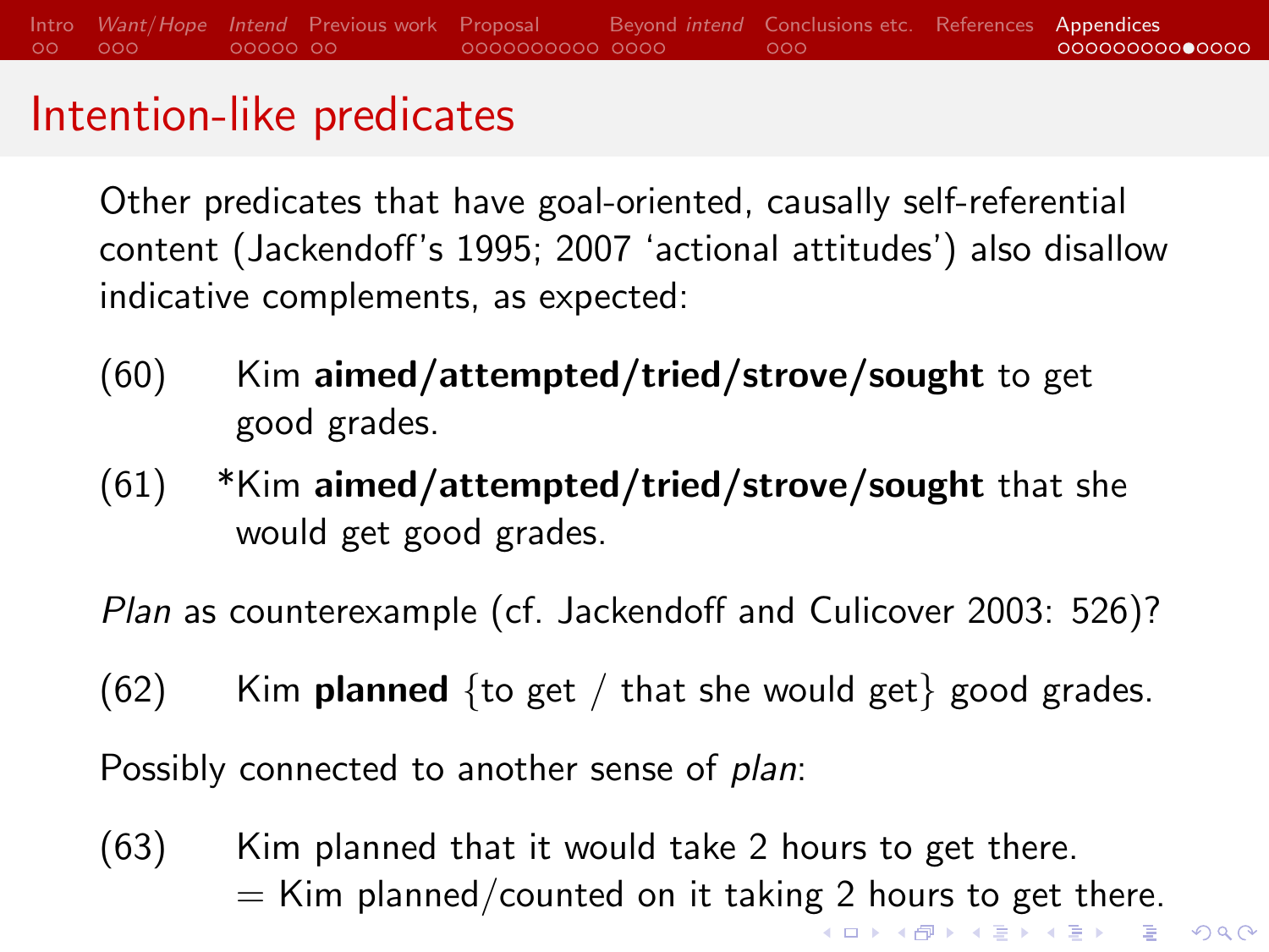## Intention-like predicates

Other predicates that have goal-oriented, causally self-referential content (Jackendoff's 1995; 2007 'actional attitudes') also disallow indicative complements, as expected:

(60) Kim **aimed/attempted/tried/strove/sought** to get good grades.

(61) *Kim **aimed/attempted/tried/strove/sought** that she would get good grades.

*Plan* as counterexample (cf. Jackendoff and Culicover 2003: 526)?

(62) Kim **planned** {to get / that she would get} good grades.

Possibly connected to another sense of *plan*:

(63) Kim planned that it would take 2 hours to get there.
= Kim planned/counted on it taking 2 hours to get there.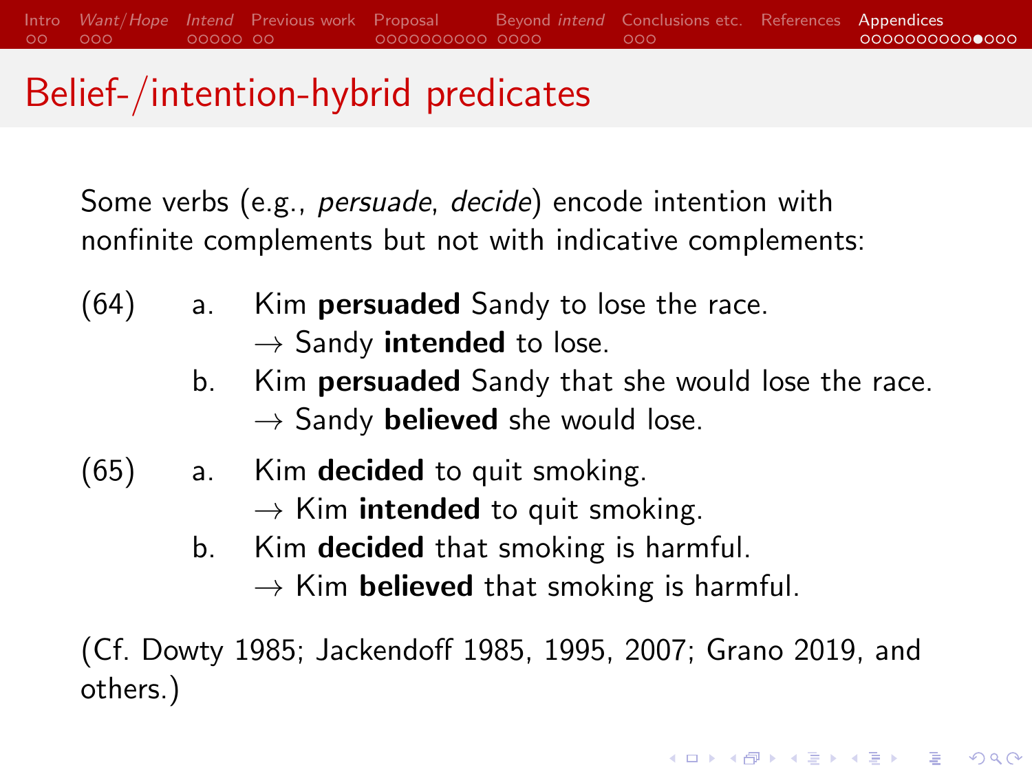# Belief-/intention-hybrid predicates

Some verbs (e.g., *persuade*, *decide*) encode intention with nonfinite complements but not with indicative complements:

(64)
a. Kim **persuaded** Sandy to lose the race.
$\rightarrow$ Sandy **intended** to lose.

b. Kim **persuaded** Sandy that she would lose the race.
$\rightarrow$ Sandy **believed** she would lose.

(65)
a. Kim **decided** to quit smoking.
$\rightarrow$ Kim **intended** to quit smoking.

b. Kim **decided** that smoking is harmful.
$\rightarrow$ Kim **believed** that smoking is harmful.

(Cf. Dowty 1985; Jackendoff 1985, 1995, 2007; Grano 2019, and others.)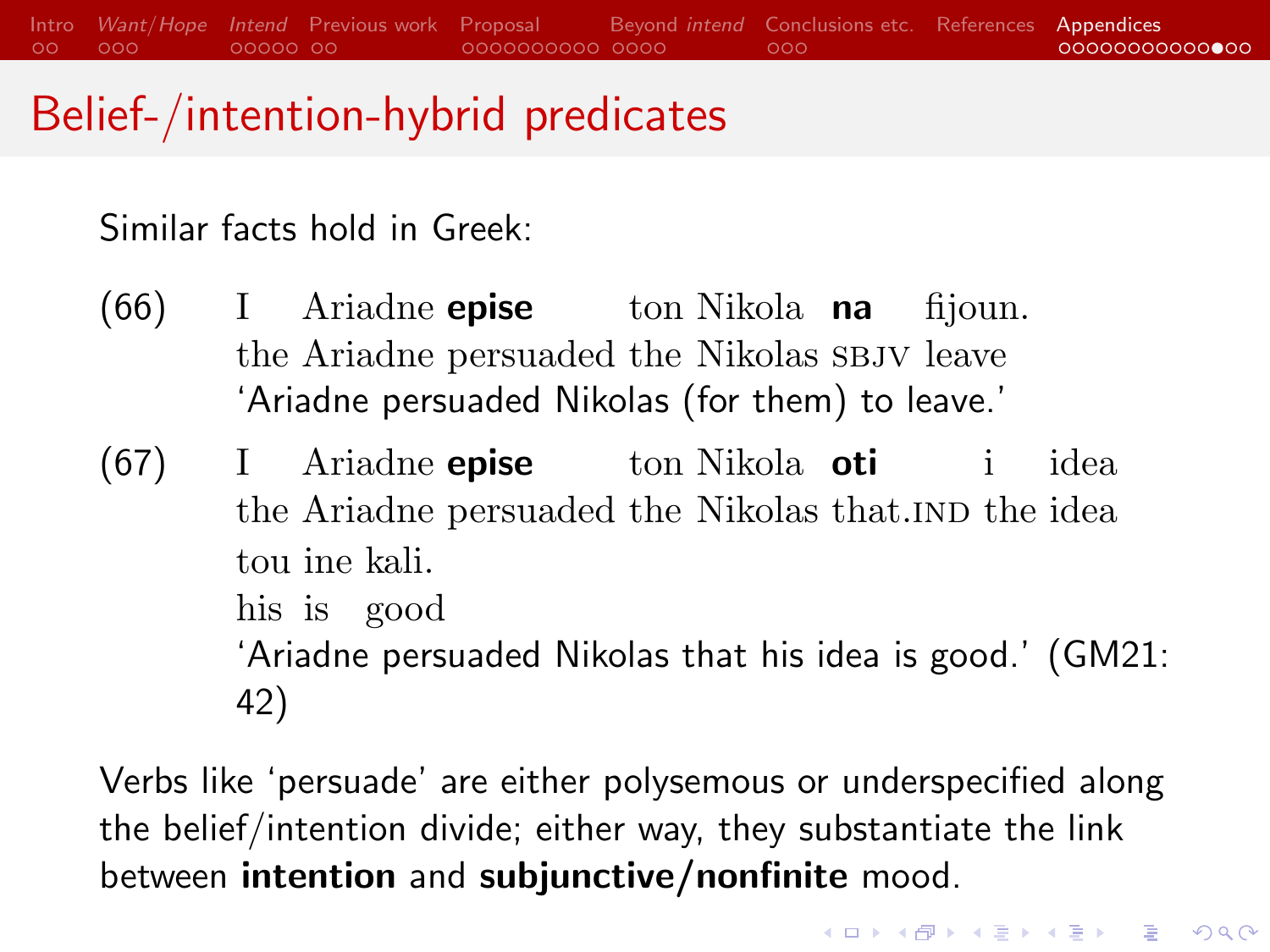# Belief-/intention-hybrid predicates

Similar facts hold in Greek:

(66) I Ariadne **epise** ton Nikola **na** fijoun.
the Ariadne persuaded the Nikolas SBJV leave
'Ariadne persuaded Nikolas (for them) to leave.'

(67) I Ariadne **epise** ton Nikola **oti** i idea tou ine kali.
the Ariadne persuaded the Nikolas that.IND the idea his is good
'Ariadne persuaded Nikolas that his idea is good.' (GM21: 42)

Verbs like 'persuade' are either polysemous or underspecified along the belief/intention divide; either way, they substantiate the link between **intention** and **subjunctive/nonfinite** mood.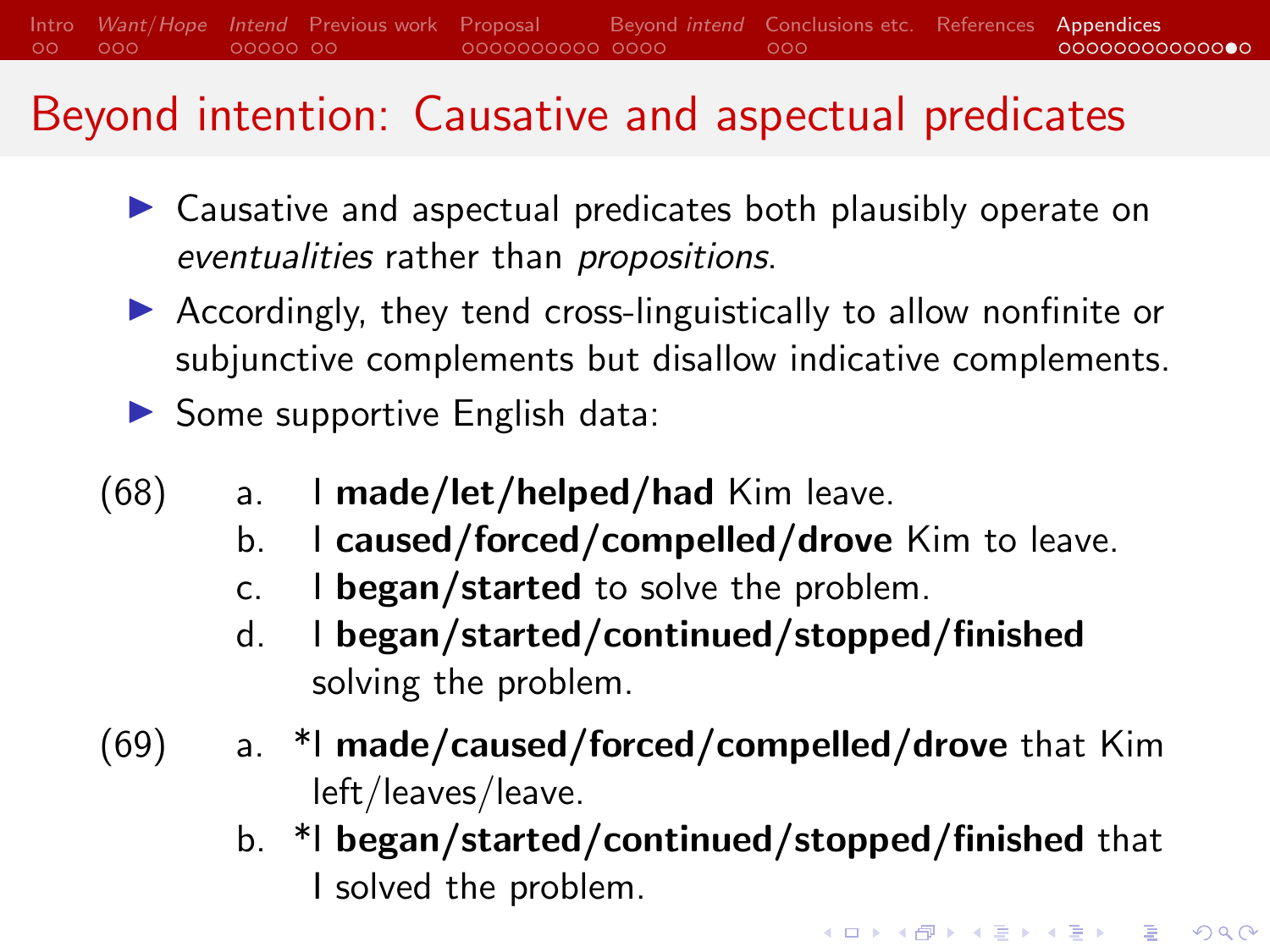# Beyond intention: Causative and aspectual predicates

- Causative and aspectual predicates both plausibly operate on *eventualities* rather than *propositions*.
- Accordingly, they tend cross-linguistically to allow nonfinite or subjunctive complements but disallow indicative complements.
- Some supportive English data:

(68)
- a. I **made/let/helped/had** Kim leave.
- b. I **caused/forced/compelled/drove** Kim to leave.
- c. I **began/started** to solve the problem.
- d. I **began/started/continued/stopped/finished** solving the problem.

(69)
- a. *I **made/caused/forced/compelled/drove** that Kim left/leaves/leave.
- b. *I **began/started/continued/stopped/finished** that I solved the problem.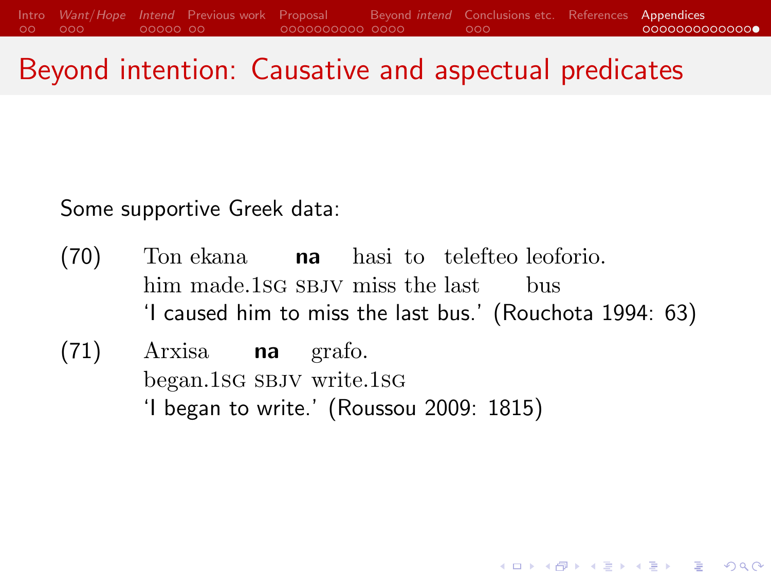# Beyond intention: Causative and aspectual predicates

Some supportive Greek data:

(70) Ton ekana **na** hasi to telefteo leoforio.
him made.1SG SBJV miss the last bus
'I caused him to miss the last bus.' (Rouchota 1994: 63)

(71) Arxisa **na** grafo.
began.1SG SBJV write.1SG
'I began to write.' (Roussou 2009: 1815)